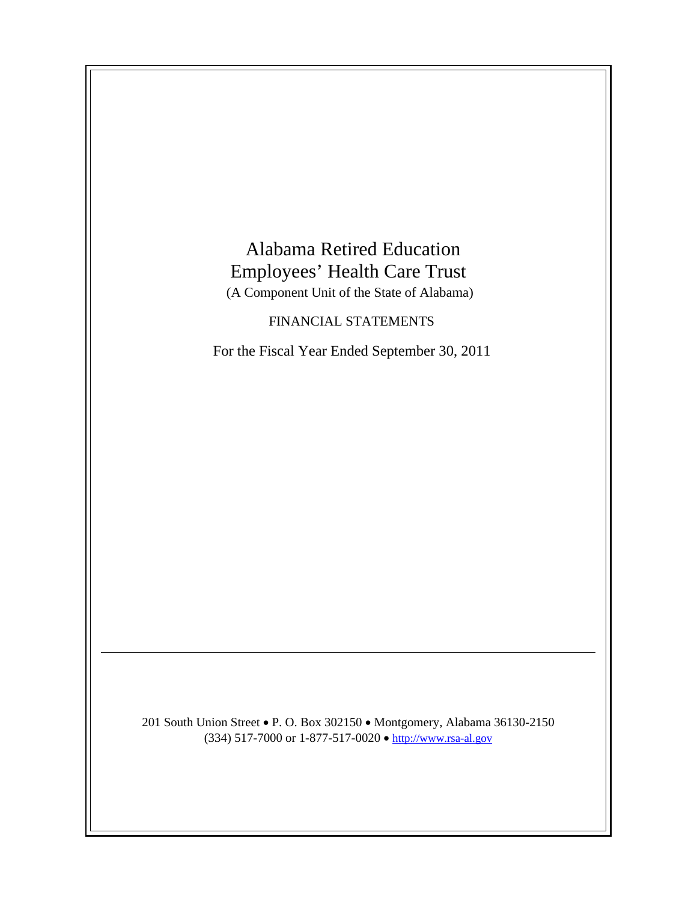# Alabama Retired Education Employees' Health Care Trust

(A Component Unit of the State of Alabama)

FINANCIAL STATEMENTS

For the Fiscal Year Ended September 30, 2011

---

201 South Union Street • P. O. Box 302150 • Montgomery, Alabama 36130-2150
(334) 517-7000 or 1-877-517-0020 • http://www.rsa-al.gov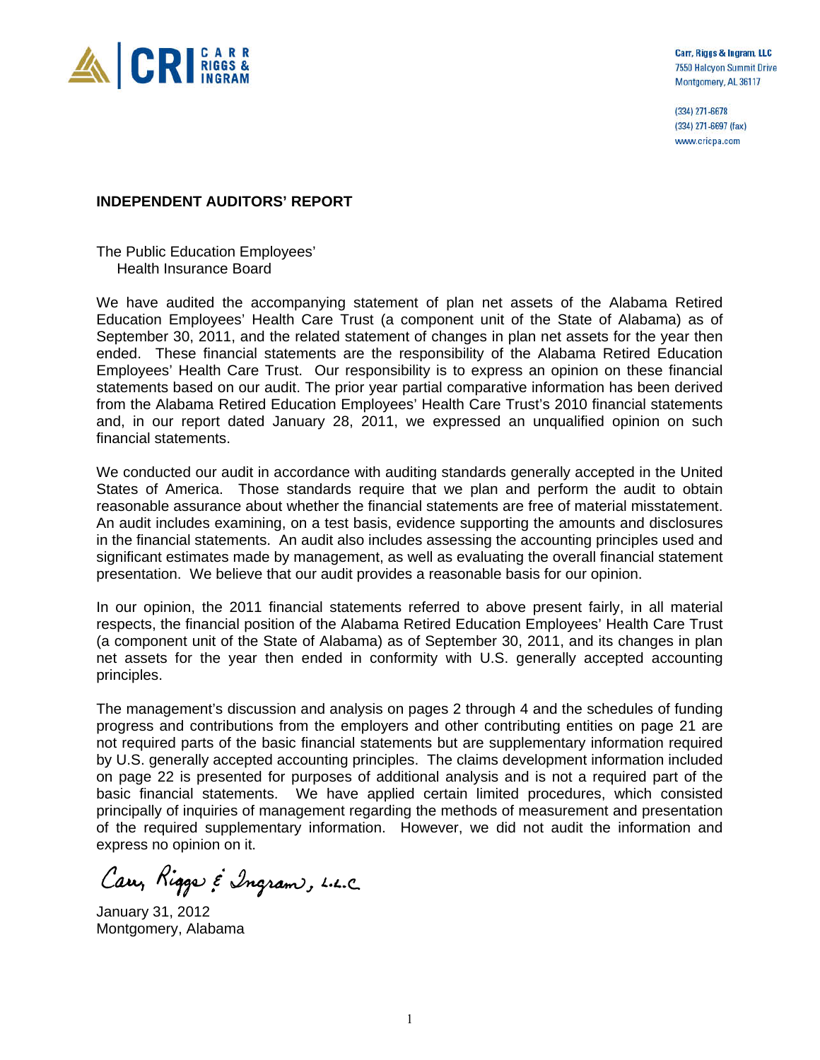CARR RIGGS & INGRAM

Carr, Riggs & Ingram, LLC
7550 Halcyon Summit Drive
Montgomery, AL 36117

(334) 271-6678
(334) 271-6697 (fax)
www.cricpa.com

## INDEPENDENT AUDITORS' REPORT

The Public Education Employees'
Health Insurance Board

We have audited the accompanying statement of plan net assets of the Alabama Retired Education Employees' Health Care Trust (a component unit of the State of Alabama) as of September 30, 2011, and the related statement of changes in plan net assets for the year then ended. These financial statements are the responsibility of the Alabama Retired Education Employees' Health Care Trust. Our responsibility is to express an opinion on these financial statements based on our audit. The prior year partial comparative information has been derived from the Alabama Retired Education Employees' Health Care Trust's 2010 financial statements and, in our report dated January 28, 2011, we expressed an unqualified opinion on such financial statements.

We conducted our audit in accordance with auditing standards generally accepted in the United States of America. Those standards require that we plan and perform the audit to obtain reasonable assurance about whether the financial statements are free of material misstatement. An audit includes examining, on a test basis, evidence supporting the amounts and disclosures in the financial statements. An audit also includes assessing the accounting principles used and significant estimates made by management, as well as evaluating the overall financial statement presentation. We believe that our audit provides a reasonable basis for our opinion.

In our opinion, the 2011 financial statements referred to above present fairly, in all material respects, the financial position of the Alabama Retired Education Employees' Health Care Trust (a component unit of the State of Alabama) as of September 30, 2011, and its changes in plan net assets for the year then ended in conformity with U.S. generally accepted accounting principles.

The management's discussion and analysis on pages 2 through 4 and the schedules of funding progress and contributions from the employers and other contributing entities on page 21 are not required parts of the basic financial statements but are supplementary information required by U.S. generally accepted accounting principles. The claims development information included on page 22 is presented for purposes of additional analysis and is not a required part of the basic financial statements. We have applied certain limited procedures, which consisted principally of inquiries of management regarding the methods of measurement and presentation of the required supplementary information. However, we did not audit the information and express no opinion on it.

Carr, Riggs & Ingram, L.L.C.

January 31, 2012
Montgomery, Alabama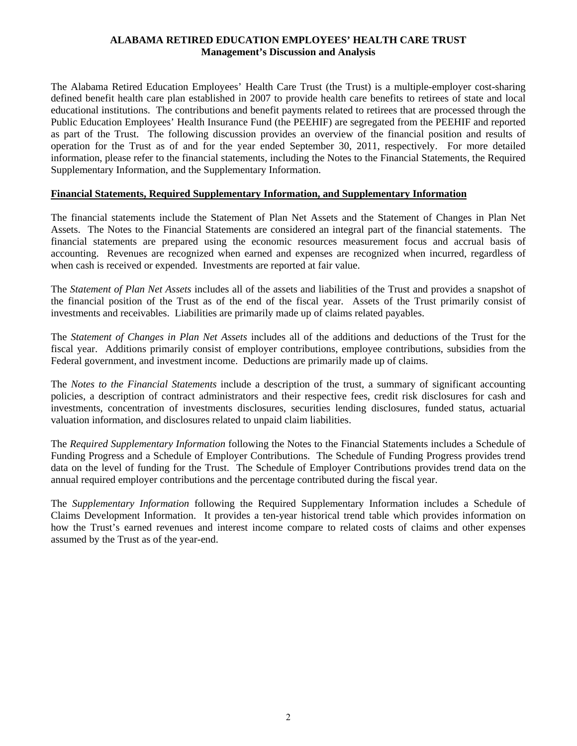# ALABAMA RETIRED EDUCATION EMPLOYEES' HEALTH CARE TRUST
## Management's Discussion and Analysis

The Alabama Retired Education Employees' Health Care Trust (the Trust) is a multiple-employer cost-sharing defined benefit health care plan established in 2007 to provide health care benefits to retirees of state and local educational institutions. The contributions and benefit payments related to retirees that are processed through the Public Education Employees' Health Insurance Fund (the PEEHIF) are segregated from the PEEHIF and reported as part of the Trust. The following discussion provides an overview of the financial position and results of operation for the Trust as of and for the year ended September 30, 2011, respectively. For more detailed information, please refer to the financial statements, including the Notes to the Financial Statements, the Required Supplementary Information, and the Supplementary Information.

**Financial Statements, Required Supplementary Information, and Supplementary Information**

The financial statements include the Statement of Plan Net Assets and the Statement of Changes in Plan Net Assets. The Notes to the Financial Statements are considered an integral part of the financial statements. The financial statements are prepared using the economic resources measurement focus and accrual basis of accounting. Revenues are recognized when earned and expenses are recognized when incurred, regardless of when cash is received or expended. Investments are reported at fair value.

The *Statement of Plan Net Assets* includes all of the assets and liabilities of the Trust and provides a snapshot of the financial position of the Trust as of the end of the fiscal year. Assets of the Trust primarily consist of investments and receivables. Liabilities are primarily made up of claims related payables.

The *Statement of Changes in Plan Net Assets* includes all of the additions and deductions of the Trust for the fiscal year. Additions primarily consist of employer contributions, employee contributions, subsidies from the Federal government, and investment income. Deductions are primarily made up of claims.

The *Notes to the Financial Statements* include a description of the trust, a summary of significant accounting policies, a description of contract administrators and their respective fees, credit risk disclosures for cash and investments, concentration of investments disclosures, securities lending disclosures, funded status, actuarial valuation information, and disclosures related to unpaid claim liabilities.

The *Required Supplementary Information* following the Notes to the Financial Statements includes a Schedule of Funding Progress and a Schedule of Employer Contributions. The Schedule of Funding Progress provides trend data on the level of funding for the Trust. The Schedule of Employer Contributions provides trend data on the annual required employer contributions and the percentage contributed during the fiscal year.

The *Supplementary Information* following the Required Supplementary Information includes a Schedule of Claims Development Information. It provides a ten-year historical trend table which provides information on how the Trust's earned revenues and interest income compare to related costs of claims and other expenses assumed by the Trust as of the year-end.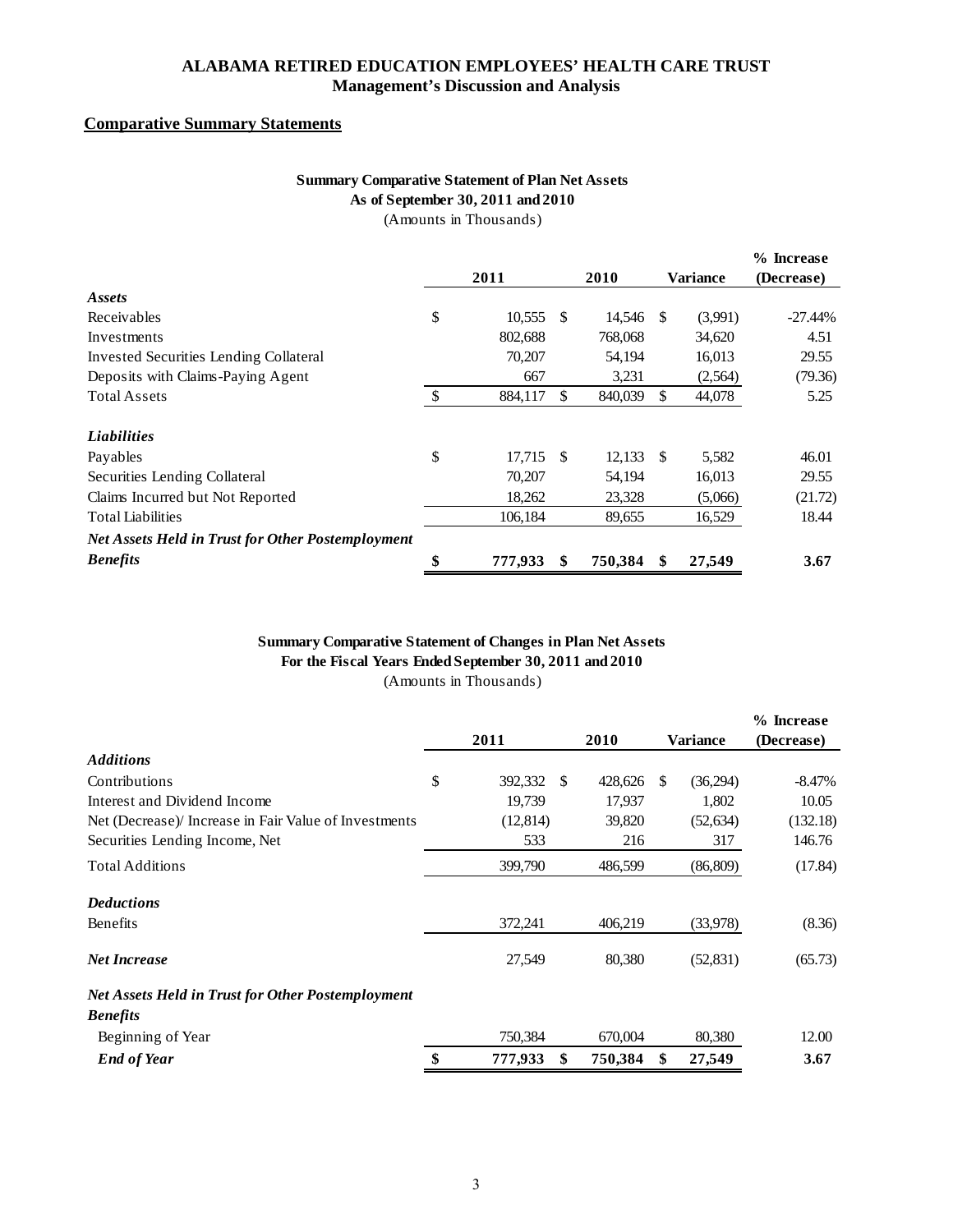**ALABAMA RETIRED EDUCATION EMPLOYEES' HEALTH CARE TRUST**
**Management's Discussion and Analysis**

## Comparative Summary Statements

**Summary Comparative Statement of Plan Net Assets**
**As of September 30, 2011 and 2010**
(Amounts in Thousands)

| | 2011 | 2010 | Variance | % Increase (Decrease) |
|---|---|---|---|---|
| ***Assets*** | | | | |
| Receivables | $ 10,555 | $ 14,546 | $ (3,991) | -27.44% |
| Investments | 802,688 | 768,068 | 34,620 | 4.51 |
| Invested Securities Lending Collateral | 70,207 | 54,194 | 16,013 | 29.55 |
| Deposits with Claims-Paying Agent | 667 | 3,231 | (2,564) | (79.36) |
| Total Assets | $ 884,117 | $ 840,039 | $ 44,078 | 5.25 |
| ***Liabilities*** | | | | |
| Payables | $ 17,715 | $ 12,133 | $ 5,582 | 46.01 |
| Securities Lending Collateral | 70,207 | 54,194 | 16,013 | 29.55 |
| Claims Incurred but Not Reported | 18,262 | 23,328 | (5,066) | (21.72) |
| Total Liabilities | 106,184 | 89,655 | 16,529 | 18.44 |
| ***Net Assets Held in Trust for Other Postemployment Benefits*** | **$ 777,933** | **$ 750,384** | **$ 27,549** | **3.67** |

**Summary Comparative Statement of Changes in Plan Net Assets**
**For the Fiscal Years Ended September 30, 2011 and 2010**
(Amounts in Thousands)

| | 2011 | 2010 | Variance | % Increase (Decrease) |
|---|---|---|---|---|
| ***Additions*** | | | | |
| Contributions | $ 392,332 | $ 428,626 | $ (36,294) | -8.47% |
| Interest and Dividend Income | 19,739 | 17,937 | 1,802 | 10.05 |
| Net (Decrease)/ Increase in Fair Value of Investments | (12,814) | 39,820 | (52,634) | (132.18) |
| Securities Lending Income, Net | 533 | 216 | 317 | 146.76 |
| Total Additions | 399,790 | 486,599 | (86,809) | (17.84) |
| ***Deductions*** | | | | |
| Benefits | 372,241 | 406,219 | (33,978) | (8.36) |
| ***Net Increase*** | 27,549 | 80,380 | (52,831) | (65.73) |
| ***Net Assets Held in Trust for Other Postemployment Benefits*** | | | | |
| Beginning of Year | 750,384 | 670,004 | 80,380 | 12.00 |
| ***End of Year*** | **$ 777,933** | **$ 750,384** | **$ 27,549** | **3.67** |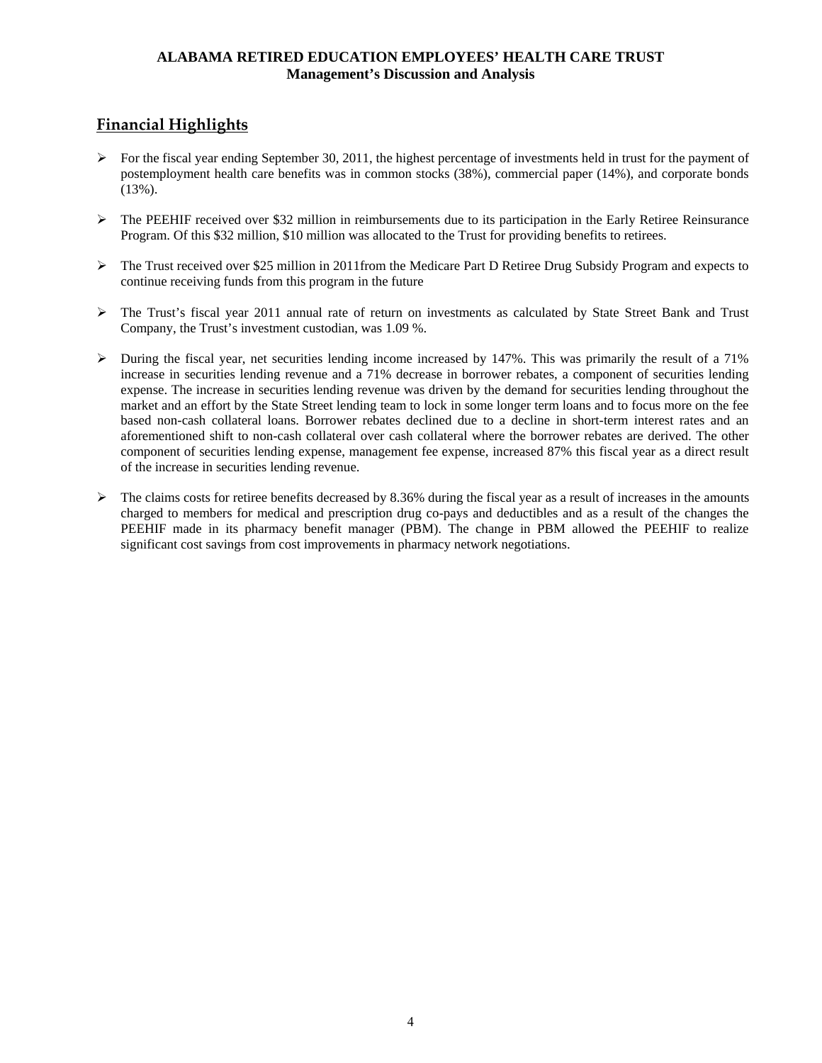**ALABAMA RETIRED EDUCATION EMPLOYEES' HEALTH CARE TRUST**
**Management's Discussion and Analysis**

## Financial Highlights

- For the fiscal year ending September 30, 2011, the highest percentage of investments held in trust for the payment of postemployment health care benefits was in common stocks (38%), commercial paper (14%), and corporate bonds (13%).
- The PEEHIF received over $32 million in reimbursements due to its participation in the Early Retiree Reinsurance Program. Of this $32 million, $10 million was allocated to the Trust for providing benefits to retirees.
- The Trust received over $25 million in 2011from the Medicare Part D Retiree Drug Subsidy Program and expects to continue receiving funds from this program in the future
- The Trust's fiscal year 2011 annual rate of return on investments as calculated by State Street Bank and Trust Company, the Trust's investment custodian, was 1.09 %.
- During the fiscal year, net securities lending income increased by 147%. This was primarily the result of a 71% increase in securities lending revenue and a 71% decrease in borrower rebates, a component of securities lending expense. The increase in securities lending revenue was driven by the demand for securities lending throughout the market and an effort by the State Street lending team to lock in some longer term loans and to focus more on the fee based non-cash collateral loans. Borrower rebates declined due to a decline in short-term interest rates and an aforementioned shift to non-cash collateral over cash collateral where the borrower rebates are derived. The other component of securities lending expense, management fee expense, increased 87% this fiscal year as a direct result of the increase in securities lending revenue.
- The claims costs for retiree benefits decreased by 8.36% during the fiscal year as a result of increases in the amounts charged to members for medical and prescription drug co-pays and deductibles and as a result of the changes the PEEHIF made in its pharmacy benefit manager (PBM). The change in PBM allowed the PEEHIF to realize significant cost savings from cost improvements in pharmacy network negotiations.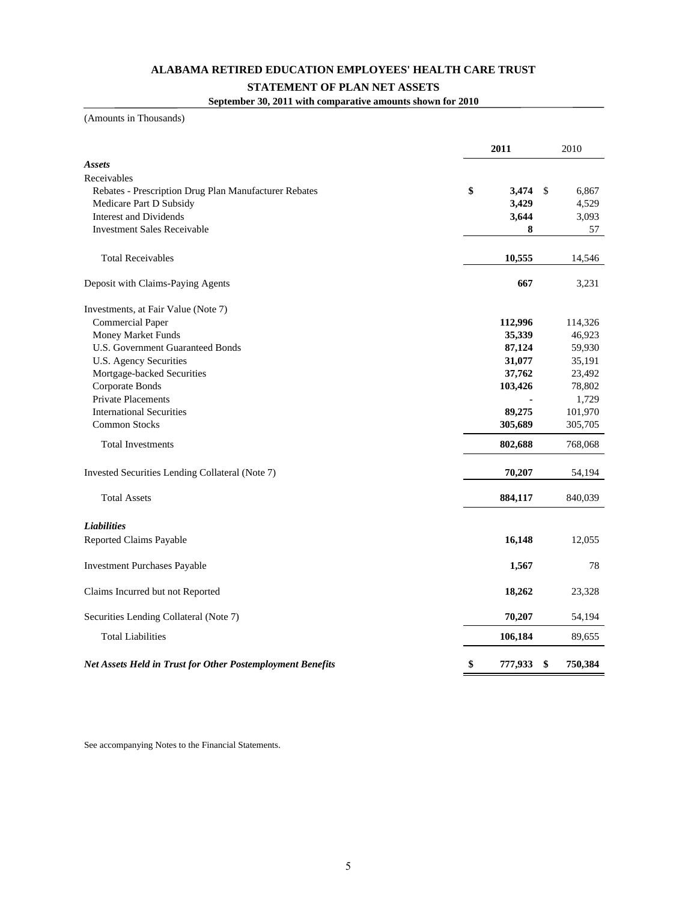# ALABAMA RETIRED EDUCATION EMPLOYEES' HEALTH CARE TRUST

## STATEMENT OF PLAN NET ASSETS

**September 30, 2011 with comparative amounts shown for 2010**

(Amounts in Thousands)

| | 2011 | 2010 |
|---|---|---|
| ***Assets*** | | |
| Receivables | | |
| Rebates - Prescription Drug Plan Manufacturer Rebates | **$ 3,474** | $ 6,867 |
| Medicare Part D Subsidy | **3,429** | 4,529 |
| Interest and Dividends | **3,644** | 3,093 |
| Investment Sales Receivable | **8** | 57 |
| Total Receivables | **10,555** | 14,546 |
| Deposit with Claims-Paying Agents | **667** | 3,231 |
| Investments, at Fair Value (Note 7) | | |
| Commercial Paper | **112,996** | 114,326 |
| Money Market Funds | **35,339** | 46,923 |
| U.S. Government Guaranteed Bonds | **87,124** | 59,930 |
| U.S. Agency Securities | **31,077** | 35,191 |
| Mortgage-backed Securities | **37,762** | 23,492 |
| Corporate Bonds | **103,426** | 78,802 |
| Private Placements | **-** | 1,729 |
| International Securities | **89,275** | 101,970 |
| Common Stocks | **305,689** | 305,705 |
| Total Investments | **802,688** | 768,068 |
| Invested Securities Lending Collateral (Note 7) | **70,207** | 54,194 |
| Total Assets | **884,117** | 840,039 |
| ***Liabilities*** | | |
| Reported Claims Payable | **16,148** | 12,055 |
| Investment Purchases Payable | **1,567** | 78 |
| Claims Incurred but not Reported | **18,262** | 23,328 |
| Securities Lending Collateral (Note 7) | **70,207** | 54,194 |
| Total Liabilities | **106,184** | 89,655 |
| ***Net Assets Held in Trust for Other Postemployment Benefits*** | **$ 777,933** | **$ 750,384** |

See accompanying Notes to the Financial Statements.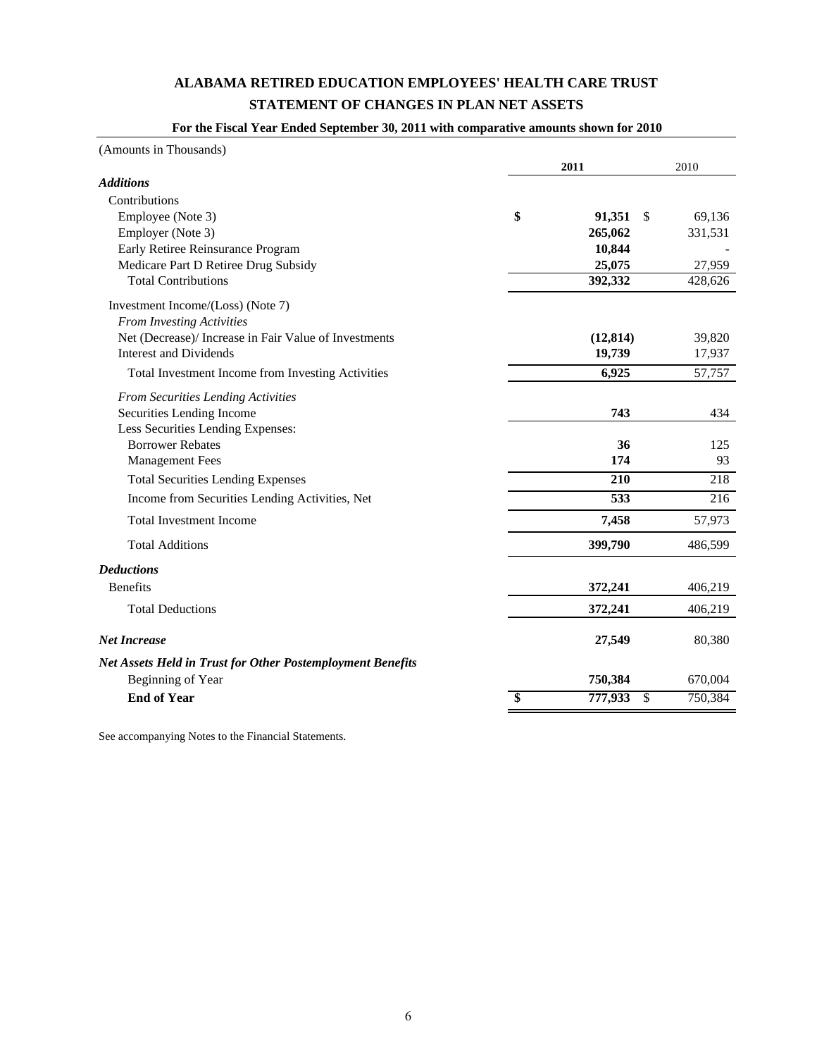# ALABAMA RETIRED EDUCATION EMPLOYEES' HEALTH CARE TRUST

## STATEMENT OF CHANGES IN PLAN NET ASSETS

### For the Fiscal Year Ended September 30, 2011 with comparative amounts shown for 2010

(Amounts in Thousands)

| | 2011 | 2010 |
|---|---|---|
| ***Additions*** | | |
| Contributions | | |
| Employee (Note 3) | **$ 91,351** | $ 69,136 |
| Employer (Note 3) | **265,062** | 331,531 |
| Early Retiree Reinsurance Program | **10,844** | - |
| Medicare Part D Retiree Drug Subsidy | **25,075** | 27,959 |
| Total Contributions | **392,332** | 428,626 |
| Investment Income/(Loss) (Note 7) | | |
| *From Investing Activities* | | |
| Net (Decrease)/ Increase in Fair Value of Investments | **(12,814)** | 39,820 |
| Interest and Dividends | **19,739** | 17,937 |
| Total Investment Income from Investing Activities | **6,925** | 57,757 |
| *From Securities Lending Activities* | | |
| Securities Lending Income | **743** | 434 |
| Less Securities Lending Expenses: | | |
| Borrower Rebates | **36** | 125 |
| Management Fees | **174** | 93 |
| Total Securities Lending Expenses | **210** | 218 |
| Income from Securities Lending Activities, Net | **533** | 216 |
| Total Investment Income | **7,458** | 57,973 |
| Total Additions | **399,790** | 486,599 |
| ***Deductions*** | | |
| Benefits | **372,241** | 406,219 |
| Total Deductions | **372,241** | 406,219 |
| ***Net Increase*** | **27,549** | 80,380 |
| ***Net Assets Held in Trust for Other Postemployment Benefits*** | | |
| Beginning of Year | **750,384** | 670,004 |
| **End of Year** | **$ 777,933** | $ 750,384 |

See accompanying Notes to the Financial Statements.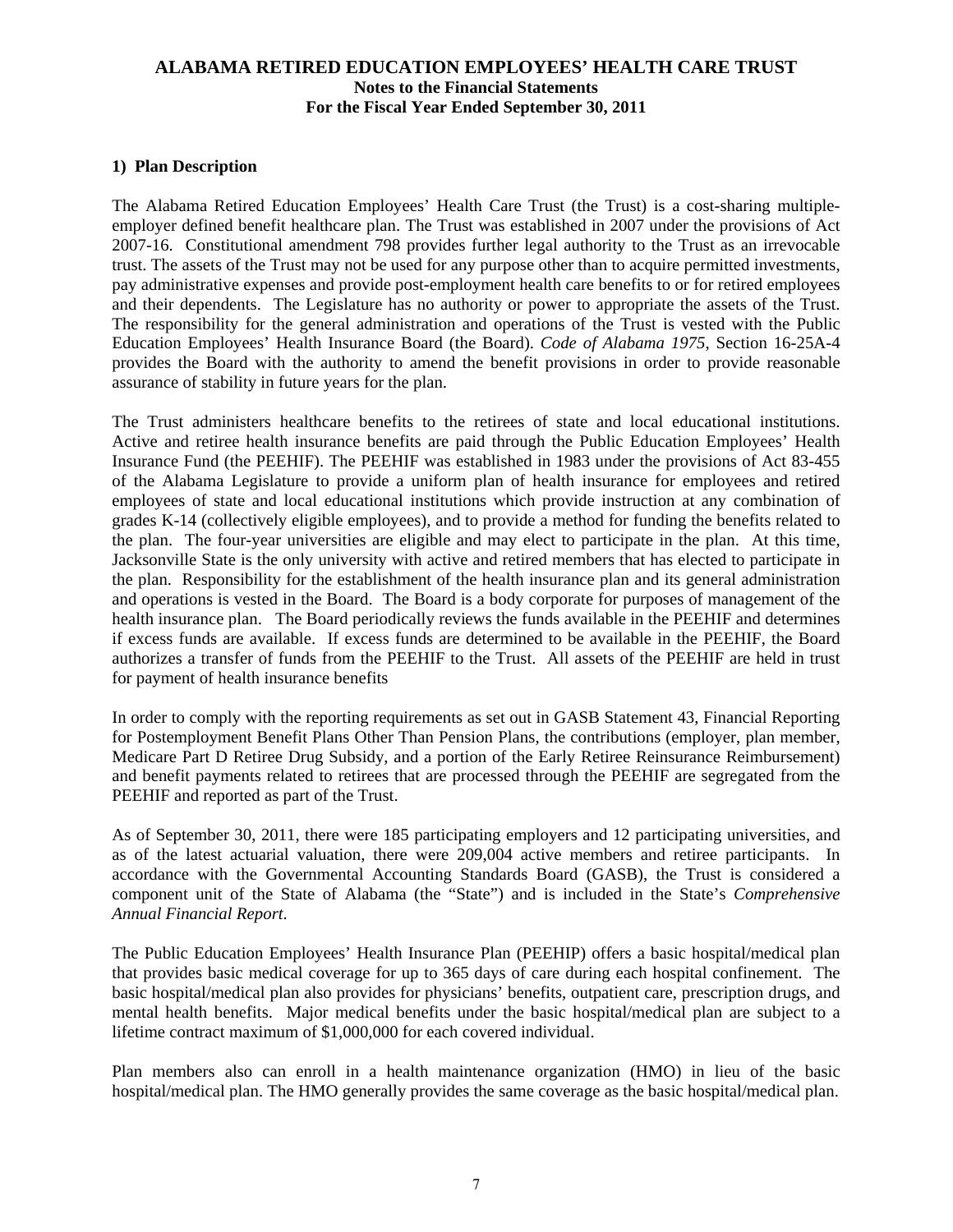# ALABAMA RETIRED EDUCATION EMPLOYEES' HEALTH CARE TRUST
## Notes to the Financial Statements
## For the Fiscal Year Ended September 30, 2011

### 1) Plan Description

The Alabama Retired Education Employees' Health Care Trust (the Trust) is a cost-sharing multiple-employer defined benefit healthcare plan. The Trust was established in 2007 under the provisions of Act 2007-16. Constitutional amendment 798 provides further legal authority to the Trust as an irrevocable trust. The assets of the Trust may not be used for any purpose other than to acquire permitted investments, pay administrative expenses and provide post-employment health care benefits to or for retired employees and their dependents. The Legislature has no authority or power to appropriate the assets of the Trust. The responsibility for the general administration and operations of the Trust is vested with the Public Education Employees' Health Insurance Board (the Board). *Code of Alabama 1975*, Section 16-25A-4 provides the Board with the authority to amend the benefit provisions in order to provide reasonable assurance of stability in future years for the plan.

The Trust administers healthcare benefits to the retirees of state and local educational institutions. Active and retiree health insurance benefits are paid through the Public Education Employees' Health Insurance Fund (the PEEHIF). The PEEHIF was established in 1983 under the provisions of Act 83-455 of the Alabama Legislature to provide a uniform plan of health insurance for employees and retired employees of state and local educational institutions which provide instruction at any combination of grades K-14 (collectively eligible employees), and to provide a method for funding the benefits related to the plan. The four-year universities are eligible and may elect to participate in the plan. At this time, Jacksonville State is the only university with active and retired members that has elected to participate in the plan. Responsibility for the establishment of the health insurance plan and its general administration and operations is vested in the Board. The Board is a body corporate for purposes of management of the health insurance plan. The Board periodically reviews the funds available in the PEEHIF and determines if excess funds are available. If excess funds are determined to be available in the PEEHIF, the Board authorizes a transfer of funds from the PEEHIF to the Trust. All assets of the PEEHIF are held in trust for payment of health insurance benefits

In order to comply with the reporting requirements as set out in GASB Statement 43, Financial Reporting for Postemployment Benefit Plans Other Than Pension Plans, the contributions (employer, plan member, Medicare Part D Retiree Drug Subsidy, and a portion of the Early Retiree Reinsurance Reimbursement) and benefit payments related to retirees that are processed through the PEEHIF are segregated from the PEEHIF and reported as part of the Trust.

As of September 30, 2011, there were 185 participating employers and 12 participating universities, and as of the latest actuarial valuation, there were 209,004 active members and retiree participants. In accordance with the Governmental Accounting Standards Board (GASB), the Trust is considered a component unit of the State of Alabama (the "State") and is included in the State's *Comprehensive Annual Financial Report*.

The Public Education Employees' Health Insurance Plan (PEEHIP) offers a basic hospital/medical plan that provides basic medical coverage for up to 365 days of care during each hospital confinement. The basic hospital/medical plan also provides for physicians' benefits, outpatient care, prescription drugs, and mental health benefits. Major medical benefits under the basic hospital/medical plan are subject to a lifetime contract maximum of $1,000,000 for each covered individual.

Plan members also can enroll in a health maintenance organization (HMO) in lieu of the basic hospital/medical plan. The HMO generally provides the same coverage as the basic hospital/medical plan.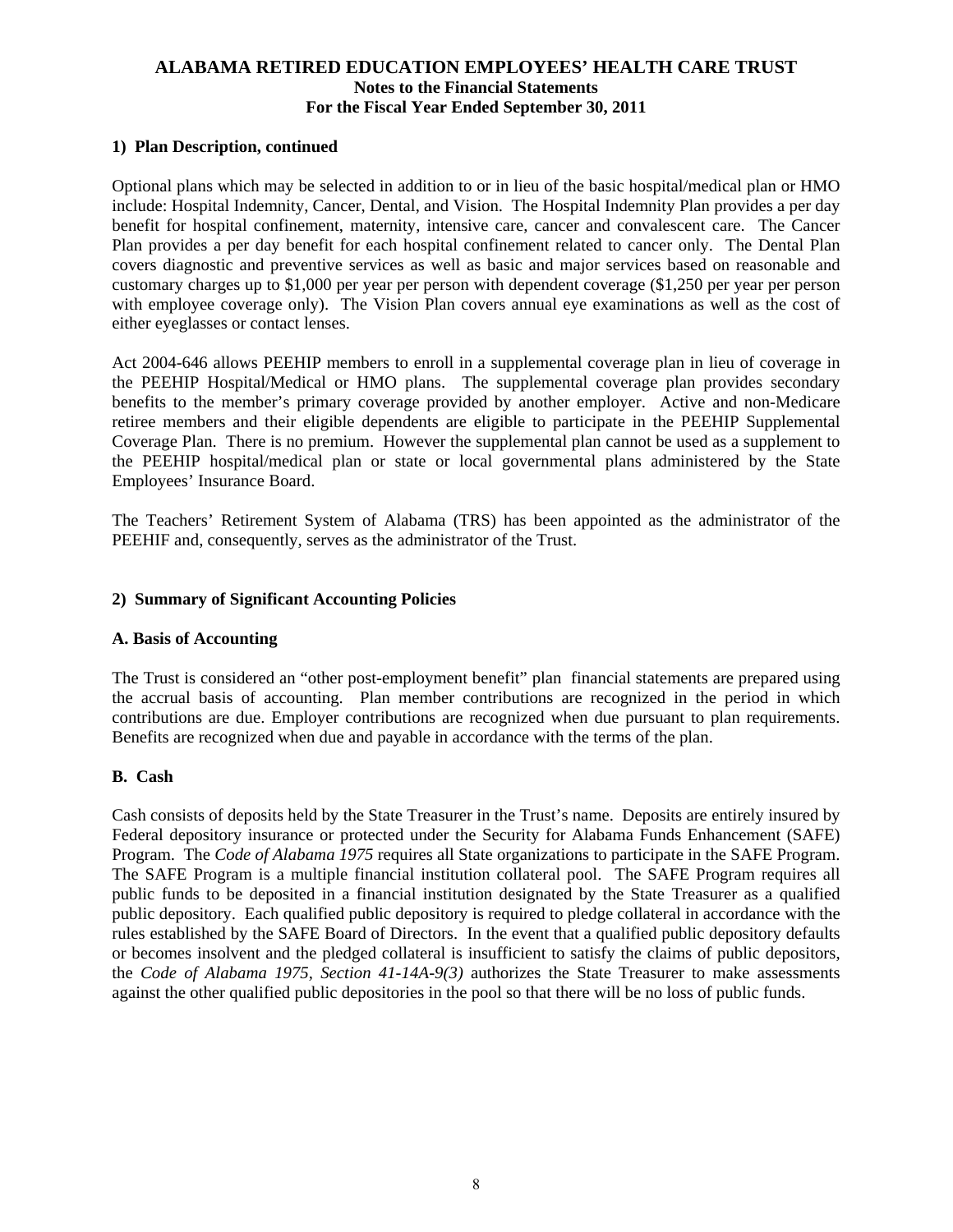### 1) Plan Description, continued

Optional plans which may be selected in addition to or in lieu of the basic hospital/medical plan or HMO include: Hospital Indemnity, Cancer, Dental, and Vision. The Hospital Indemnity Plan provides a per day benefit for hospital confinement, maternity, intensive care, cancer and convalescent care. The Cancer Plan provides a per day benefit for each hospital confinement related to cancer only. The Dental Plan covers diagnostic and preventive services as well as basic and major services based on reasonable and customary charges up to $1,000 per year per person with dependent coverage ($1,250 per year per person with employee coverage only). The Vision Plan covers annual eye examinations as well as the cost of either eyeglasses or contact lenses.

Act 2004-646 allows PEEHIP members to enroll in a supplemental coverage plan in lieu of coverage in the PEEHIP Hospital/Medical or HMO plans. The supplemental coverage plan provides secondary benefits to the member's primary coverage provided by another employer. Active and non-Medicare retiree members and their eligible dependents are eligible to participate in the PEEHIP Supplemental Coverage Plan. There is no premium. However the supplemental plan cannot be used as a supplement to the PEEHIP hospital/medical plan or state or local governmental plans administered by the State Employees' Insurance Board.

The Teachers' Retirement System of Alabama (TRS) has been appointed as the administrator of the PEEHIF and, consequently, serves as the administrator of the Trust.

### 2) Summary of Significant Accounting Policies

#### A. Basis of Accounting

The Trust is considered an "other post-employment benefit" plan financial statements are prepared using the accrual basis of accounting. Plan member contributions are recognized in the period in which contributions are due. Employer contributions are recognized when due pursuant to plan requirements. Benefits are recognized when due and payable in accordance with the terms of the plan.

#### B. Cash

Cash consists of deposits held by the State Treasurer in the Trust's name. Deposits are entirely insured by Federal depository insurance or protected under the Security for Alabama Funds Enhancement (SAFE) Program. The *Code of Alabama 1975* requires all State organizations to participate in the SAFE Program. The SAFE Program is a multiple financial institution collateral pool. The SAFE Program requires all public funds to be deposited in a financial institution designated by the State Treasurer as a qualified public depository. Each qualified public depository is required to pledge collateral in accordance with the rules established by the SAFE Board of Directors. In the event that a qualified public depository defaults or becomes insolvent and the pledged collateral is insufficient to satisfy the claims of public depositors, the *Code of Alabama 1975, Section 41-14A-9(3)* authorizes the State Treasurer to make assessments against the other qualified public depositories in the pool so that there will be no loss of public funds.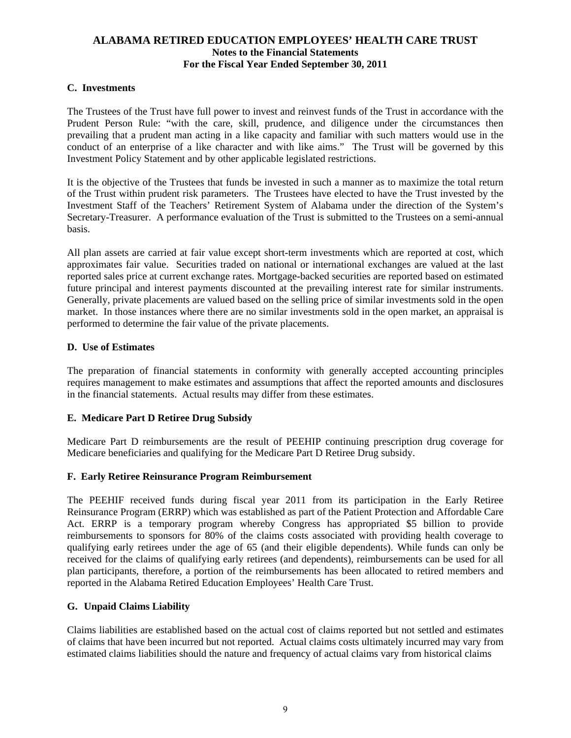### C. Investments

The Trustees of the Trust have full power to invest and reinvest funds of the Trust in accordance with the Prudent Person Rule: "with the care, skill, prudence, and diligence under the circumstances then prevailing that a prudent man acting in a like capacity and familiar with such matters would use in the conduct of an enterprise of a like character and with like aims." The Trust will be governed by this Investment Policy Statement and by other applicable legislated restrictions.

It is the objective of the Trustees that funds be invested in such a manner as to maximize the total return of the Trust within prudent risk parameters. The Trustees have elected to have the Trust invested by the Investment Staff of the Teachers' Retirement System of Alabama under the direction of the System's Secretary-Treasurer. A performance evaluation of the Trust is submitted to the Trustees on a semi-annual basis.

All plan assets are carried at fair value except short-term investments which are reported at cost, which approximates fair value. Securities traded on national or international exchanges are valued at the last reported sales price at current exchange rates. Mortgage-backed securities are reported based on estimated future principal and interest payments discounted at the prevailing interest rate for similar instruments. Generally, private placements are valued based on the selling price of similar investments sold in the open market. In those instances where there are no similar investments sold in the open market, an appraisal is performed to determine the fair value of the private placements.

### D. Use of Estimates

The preparation of financial statements in conformity with generally accepted accounting principles requires management to make estimates and assumptions that affect the reported amounts and disclosures in the financial statements. Actual results may differ from these estimates.

### E. Medicare Part D Retiree Drug Subsidy

Medicare Part D reimbursements are the result of PEEHIP continuing prescription drug coverage for Medicare beneficiaries and qualifying for the Medicare Part D Retiree Drug subsidy.

### F. Early Retiree Reinsurance Program Reimbursement

The PEEHIF received funds during fiscal year 2011 from its participation in the Early Retiree Reinsurance Program (ERRP) which was established as part of the Patient Protection and Affordable Care Act. ERRP is a temporary program whereby Congress has appropriated \$5 billion to provide reimbursements to sponsors for 80% of the claims costs associated with providing health coverage to qualifying early retirees under the age of 65 (and their eligible dependents). While funds can only be received for the claims of qualifying early retirees (and dependents), reimbursements can be used for all plan participants, therefore, a portion of the reimbursements has been allocated to retired members and reported in the Alabama Retired Education Employees' Health Care Trust.

### G. Unpaid Claims Liability

Claims liabilities are established based on the actual cost of claims reported but not settled and estimates of claims that have been incurred but not reported. Actual claims costs ultimately incurred may vary from estimated claims liabilities should the nature and frequency of actual claims vary from historical claims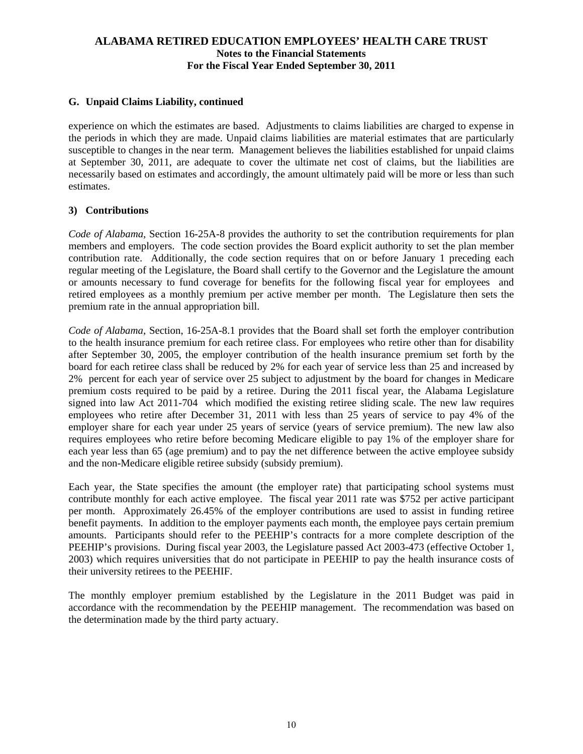### G. Unpaid Claims Liability, continued

experience on which the estimates are based. Adjustments to claims liabilities are charged to expense in the periods in which they are made. Unpaid claims liabilities are material estimates that are particularly susceptible to changes in the near term. Management believes the liabilities established for unpaid claims at September 30, 2011, are adequate to cover the ultimate net cost of claims, but the liabilities are necessarily based on estimates and accordingly, the amount ultimately paid will be more or less than such estimates.

## 3) Contributions

*Code of Alabama*, Section 16-25A-8 provides the authority to set the contribution requirements for plan members and employers. The code section provides the Board explicit authority to set the plan member contribution rate. Additionally, the code section requires that on or before January 1 preceding each regular meeting of the Legislature, the Board shall certify to the Governor and the Legislature the amount or amounts necessary to fund coverage for benefits for the following fiscal year for employees and retired employees as a monthly premium per active member per month. The Legislature then sets the premium rate in the annual appropriation bill.

*Code of Alabama*, Section, 16-25A-8.1 provides that the Board shall set forth the employer contribution to the health insurance premium for each retiree class. For employees who retire other than for disability after September 30, 2005, the employer contribution of the health insurance premium set forth by the board for each retiree class shall be reduced by 2% for each year of service less than 25 and increased by 2% percent for each year of service over 25 subject to adjustment by the board for changes in Medicare premium costs required to be paid by a retiree. During the 2011 fiscal year, the Alabama Legislature signed into law Act 2011-704 which modified the existing retiree sliding scale. The new law requires employees who retire after December 31, 2011 with less than 25 years of service to pay 4% of the employer share for each year under 25 years of service (years of service premium). The new law also requires employees who retire before becoming Medicare eligible to pay 1% of the employer share for each year less than 65 (age premium) and to pay the net difference between the active employee subsidy and the non-Medicare eligible retiree subsidy (subsidy premium).

Each year, the State specifies the amount (the employer rate) that participating school systems must contribute monthly for each active employee. The fiscal year 2011 rate was $752 per active participant per month. Approximately 26.45% of the employer contributions are used to assist in funding retiree benefit payments. In addition to the employer payments each month, the employee pays certain premium amounts. Participants should refer to the PEEHIP's contracts for a more complete description of the PEEHIP's provisions. During fiscal year 2003, the Legislature passed Act 2003-473 (effective October 1, 2003) which requires universities that do not participate in PEEHIP to pay the health insurance costs of their university retirees to the PEEHIF.

The monthly employer premium established by the Legislature in the 2011 Budget was paid in accordance with the recommendation by the PEEHIP management. The recommendation was based on the determination made by the third party actuary.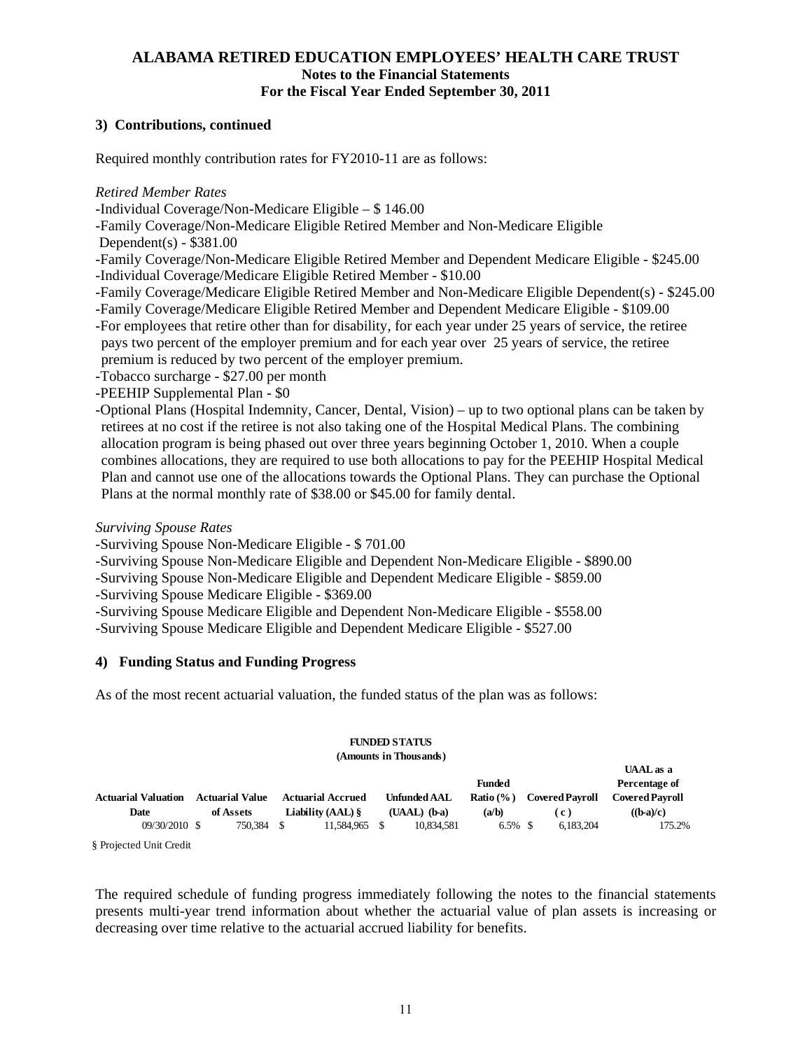### 3) Contributions, continued

Required monthly contribution rates for FY2010-11 are as follows:

*Retired Member Rates*

- -Individual Coverage/Non-Medicare Eligible – $ 146.00
- -Family Coverage/Non-Medicare Eligible Retired Member and Non-Medicare Eligible Dependent(s) - $381.00
- -Family Coverage/Non-Medicare Eligible Retired Member and Dependent Medicare Eligible - $245.00
- -Individual Coverage/Medicare Eligible Retired Member - $10.00
- -Family Coverage/Medicare Eligible Retired Member and Non-Medicare Eligible Dependent(s) - $245.00
- -Family Coverage/Medicare Eligible Retired Member and Dependent Medicare Eligible - $109.00
- -For employees that retire other than for disability, for each year under 25 years of service, the retiree pays two percent of the employer premium and for each year over 25 years of service, the retiree premium is reduced by two percent of the employer premium.
- -Tobacco surcharge - $27.00 per month
- -PEEHIP Supplemental Plan - $0
- -Optional Plans (Hospital Indemnity, Cancer, Dental, Vision) – up to two optional plans can be taken by retirees at no cost if the retiree is not also taking one of the Hospital Medical Plans. The combining allocation program is being phased out over three years beginning October 1, 2010. When a couple combines allocations, they are required to use both allocations to pay for the PEEHIP Hospital Medical Plan and cannot use one of the allocations towards the Optional Plans. They can purchase the Optional Plans at the normal monthly rate of $38.00 or $45.00 for family dental.

*Surviving Spouse Rates*

- -Surviving Spouse Non-Medicare Eligible - $ 701.00
- -Surviving Spouse Non-Medicare Eligible and Dependent Non-Medicare Eligible - $890.00
- -Surviving Spouse Non-Medicare Eligible and Dependent Medicare Eligible - $859.00
- -Surviving Spouse Medicare Eligible - $369.00
- -Surviving Spouse Medicare Eligible and Dependent Non-Medicare Eligible - $558.00
- -Surviving Spouse Medicare Eligible and Dependent Medicare Eligible - $527.00

### 4) Funding Status and Funding Progress

As of the most recent actuarial valuation, the funded status of the plan was as follows:

**FUNDED STATUS**
**(Amounts in Thousands)**

| Actuarial Valuation Date | Actuarial Value of Assets | Actuarial Accrued Liability (AAL) § | Unfunded AAL (UAAL) (b-a) | Funded Ratio (%) (a/b) | Covered Payroll (c) | UAAL as a Percentage of Covered Payroll ((b-a)/c) |
|---|---|---|---|---|---|---|
| 09/30/2010 | $ 750,384 | $ 11,584,965 | $ 10,834,581 | 6.5% | $ 6,183,204 | 175.2% |

§ Projected Unit Credit

The required schedule of funding progress immediately following the notes to the financial statements presents multi-year trend information about whether the actuarial value of plan assets is increasing or decreasing over time relative to the actuarial accrued liability for benefits.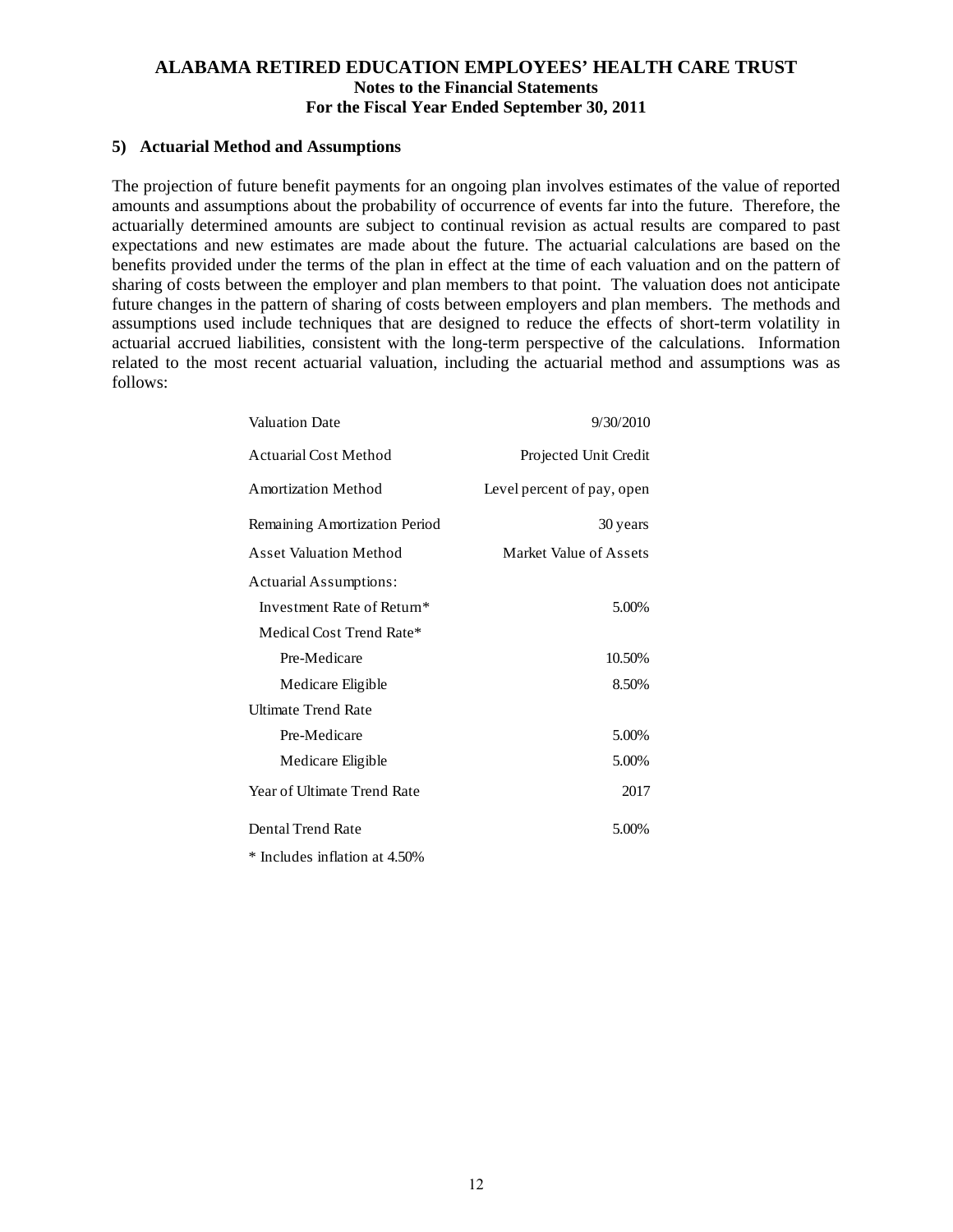### 5) Actuarial Method and Assumptions

The projection of future benefit payments for an ongoing plan involves estimates of the value of reported amounts and assumptions about the probability of occurrence of events far into the future. Therefore, the actuarially determined amounts are subject to continual revision as actual results are compared to past expectations and new estimates are made about the future. The actuarial calculations are based on the benefits provided under the terms of the plan in effect at the time of each valuation and on the pattern of sharing of costs between the employer and plan members to that point. The valuation does not anticipate future changes in the pattern of sharing of costs between employers and plan members. The methods and assumptions used include techniques that are designed to reduce the effects of short-term volatility in actuarial accrued liabilities, consistent with the long-term perspective of the calculations. Information related to the most recent actuarial valuation, including the actuarial method and assumptions was as follows:

| | |
|---|---|
| Valuation Date | 9/30/2010 |
| Actuarial Cost Method | Projected Unit Credit |
| Amortization Method | Level percent of pay, open |
| Remaining Amortization Period | 30 years |
| Asset Valuation Method | Market Value of Assets |
| Actuarial Assumptions: | |
| Investment Rate of Return* | 5.00% |
| Medical Cost Trend Rate* | |
| Pre-Medicare | 10.50% |
| Medicare Eligible | 8.50% |
| Ultimate Trend Rate | |
| Pre-Medicare | 5.00% |
| Medicare Eligible | 5.00% |
| Year of Ultimate Trend Rate | 2017 |
| Dental Trend Rate | 5.00% |

* Includes inflation at 4.50%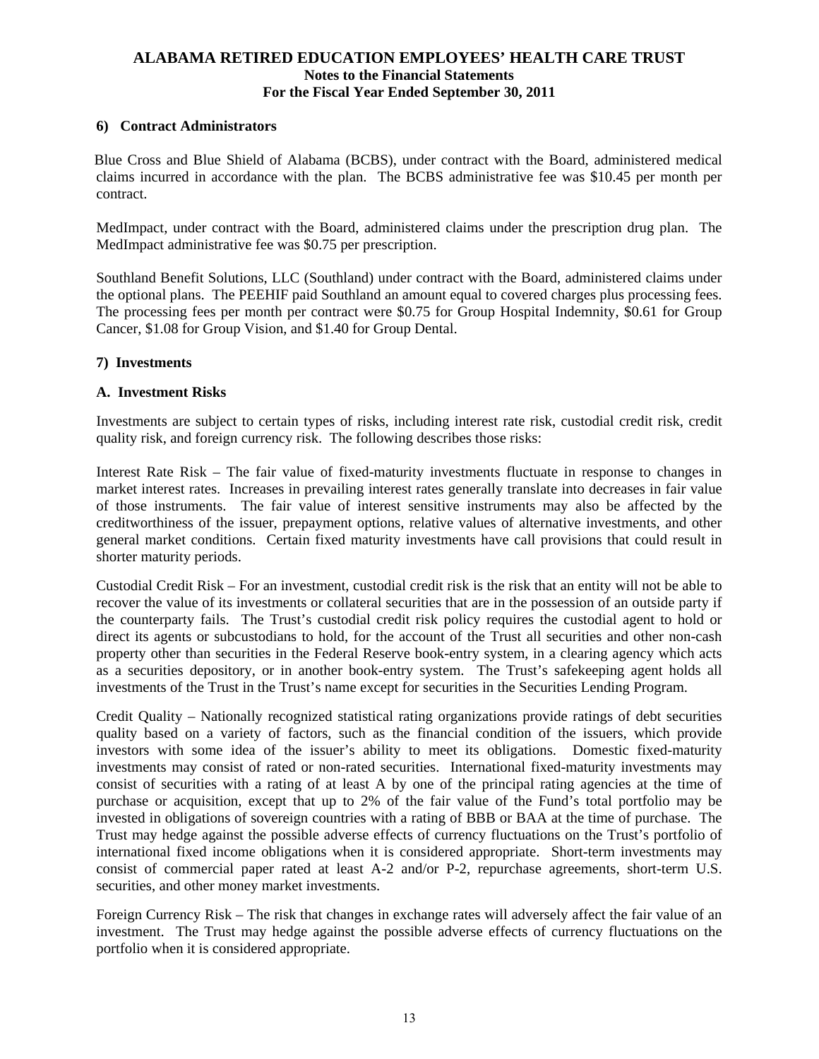## 6) Contract Administrators

Blue Cross and Blue Shield of Alabama (BCBS), under contract with the Board, administered medical claims incurred in accordance with the plan. The BCBS administrative fee was $10.45 per month per contract.

MedImpact, under contract with the Board, administered claims under the prescription drug plan. The MedImpact administrative fee was $0.75 per prescription.

Southland Benefit Solutions, LLC (Southland) under contract with the Board, administered claims under the optional plans. The PEEHIF paid Southland an amount equal to covered charges plus processing fees. The processing fees per month per contract were $0.75 for Group Hospital Indemnity, $0.61 for Group Cancer, $1.08 for Group Vision, and $1.40 for Group Dental.

## 7) Investments

### A. Investment Risks

Investments are subject to certain types of risks, including interest rate risk, custodial credit risk, credit quality risk, and foreign currency risk. The following describes those risks:

Interest Rate Risk – The fair value of fixed-maturity investments fluctuate in response to changes in market interest rates. Increases in prevailing interest rates generally translate into decreases in fair value of those instruments. The fair value of interest sensitive instruments may also be affected by the creditworthiness of the issuer, prepayment options, relative values of alternative investments, and other general market conditions. Certain fixed maturity investments have call provisions that could result in shorter maturity periods.

Custodial Credit Risk – For an investment, custodial credit risk is the risk that an entity will not be able to recover the value of its investments or collateral securities that are in the possession of an outside party if the counterparty fails. The Trust's custodial credit risk policy requires the custodial agent to hold or direct its agents or subcustodians to hold, for the account of the Trust all securities and other non-cash property other than securities in the Federal Reserve book-entry system, in a clearing agency which acts as a securities depository, or in another book-entry system. The Trust's safekeeping agent holds all investments of the Trust in the Trust's name except for securities in the Securities Lending Program.

Credit Quality – Nationally recognized statistical rating organizations provide ratings of debt securities quality based on a variety of factors, such as the financial condition of the issuers, which provide investors with some idea of the issuer's ability to meet its obligations. Domestic fixed-maturity investments may consist of rated or non-rated securities. International fixed-maturity investments may consist of securities with a rating of at least A by one of the principal rating agencies at the time of purchase or acquisition, except that up to 2% of the fair value of the Fund's total portfolio may be invested in obligations of sovereign countries with a rating of BBB or BAA at the time of purchase. The Trust may hedge against the possible adverse effects of currency fluctuations on the Trust's portfolio of international fixed income obligations when it is considered appropriate. Short-term investments may consist of commercial paper rated at least A-2 and/or P-2, repurchase agreements, short-term U.S. securities, and other money market investments.

Foreign Currency Risk – The risk that changes in exchange rates will adversely affect the fair value of an investment. The Trust may hedge against the possible adverse effects of currency fluctuations on the portfolio when it is considered appropriate.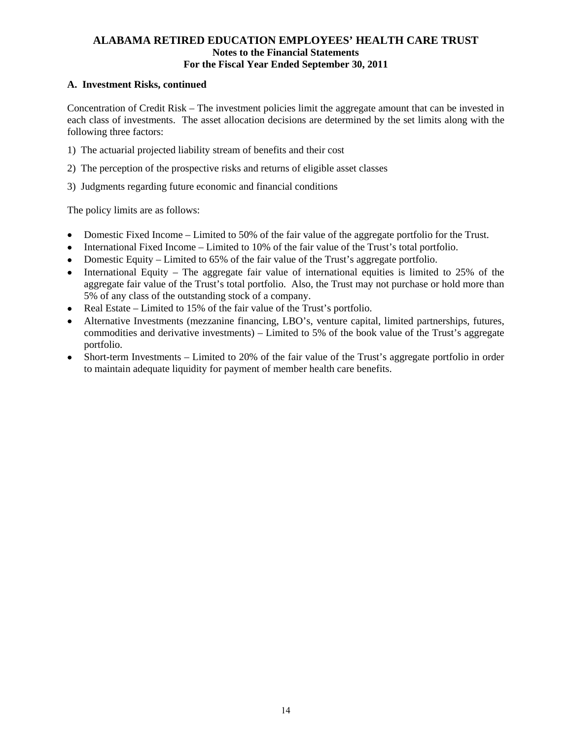### A. Investment Risks, continued

Concentration of Credit Risk – The investment policies limit the aggregate amount that can be invested in each class of investments. The asset allocation decisions are determined by the set limits along with the following three factors:

1) The actuarial projected liability stream of benefits and their cost

2) The perception of the prospective risks and returns of eligible asset classes

3) Judgments regarding future economic and financial conditions

The policy limits are as follows:

- Domestic Fixed Income – Limited to 50% of the fair value of the aggregate portfolio for the Trust.
- International Fixed Income – Limited to 10% of the fair value of the Trust's total portfolio.
- Domestic Equity – Limited to 65% of the fair value of the Trust's aggregate portfolio.
- International Equity – The aggregate fair value of international equities is limited to 25% of the aggregate fair value of the Trust's total portfolio. Also, the Trust may not purchase or hold more than 5% of any class of the outstanding stock of a company.
- Real Estate – Limited to 15% of the fair value of the Trust's portfolio.
- Alternative Investments (mezzanine financing, LBO's, venture capital, limited partnerships, futures, commodities and derivative investments) – Limited to 5% of the book value of the Trust's aggregate portfolio.
- Short-term Investments – Limited to 20% of the fair value of the Trust's aggregate portfolio in order to maintain adequate liquidity for payment of member health care benefits.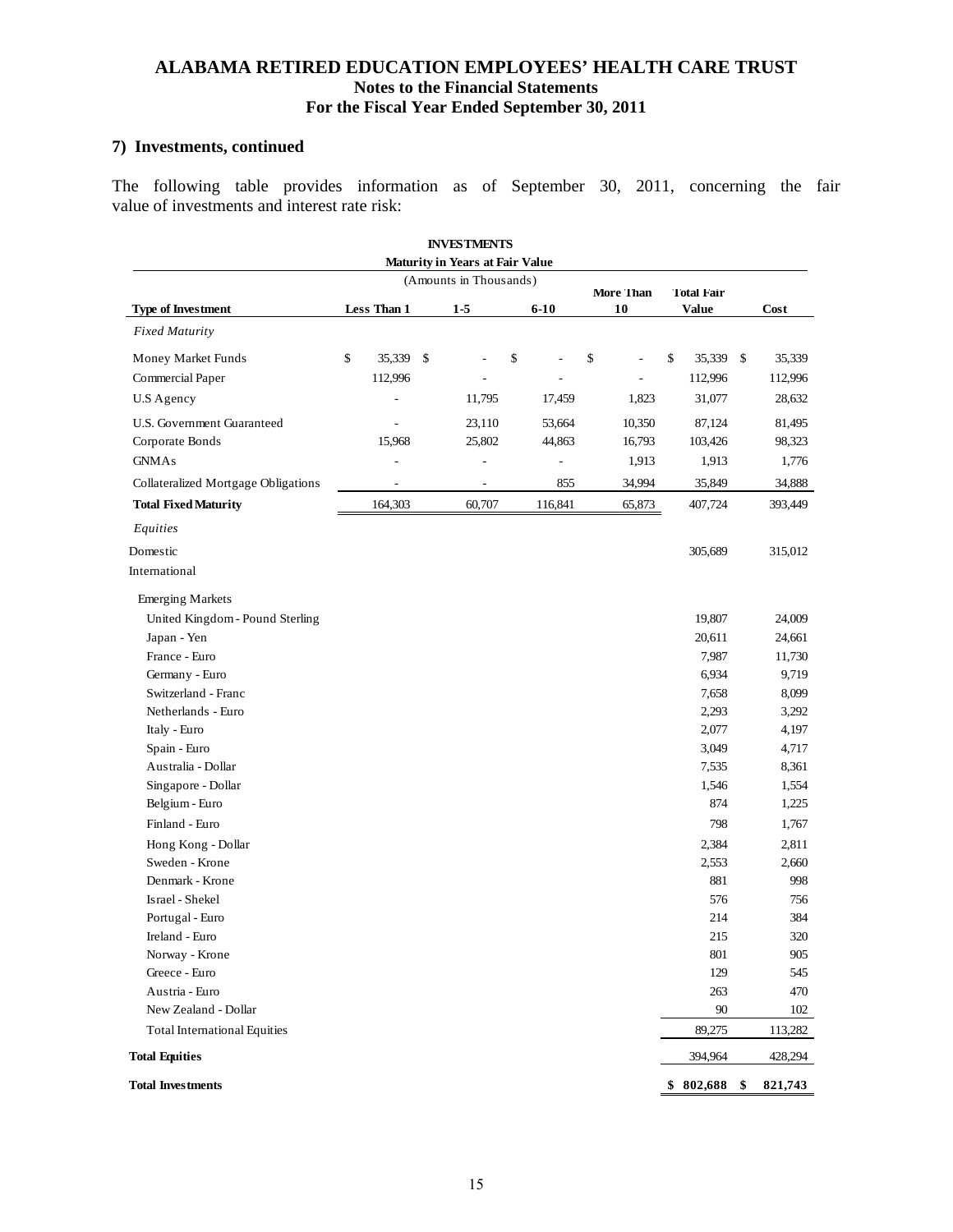## ALABAMA RETIRED EDUCATION EMPLOYEES' HEALTH CARE TRUST
### Notes to the Financial Statements
### For the Fiscal Year Ended September 30, 2011

### 7) Investments, continued

The following table provides information as of September 30, 2011, concerning the fair value of investments and interest rate risk:

**INVESTMENTS**
**Maturity in Years at Fair Value**
(Amounts in Thousands)

| Type of Investment | Less Than 1 | 1-5 | 6-10 | More Than 10 | Total Fair Value | Cost |
|---|---|---|---|---|---|---|
| *Fixed Maturity* | | | | | | |
| Money Market Funds | $ 35,339 | $ - | $ - | $ - | $ 35,339 | $ 35,339 |
| Commercial Paper | 112,996 | - | - | - | 112,996 | 112,996 |
| U.S Agency | - | 11,795 | 17,459 | 1,823 | 31,077 | 28,632 |
| U.S. Government Guaranteed | - | 23,110 | 53,664 | 10,350 | 87,124 | 81,495 |
| Corporate Bonds | 15,968 | 25,802 | 44,863 | 16,793 | 103,426 | 98,323 |
| GNMAs | - | - | - | 1,913 | 1,913 | 1,776 |
| Collateralized Mortgage Obligations | - | - | 855 | 34,994 | 35,849 | 34,888 |
| **Total Fixed Maturity** | 164,303 | 60,707 | 116,841 | 65,873 | 407,724 | 393,449 |
| *Equities* | | | | | | |
| Domestic | | | | | 305,689 | 315,012 |
| International | | | | | | |
| Emerging Markets | | | | | | |
| United Kingdom - Pound Sterling | | | | | 19,807 | 24,009 |
| Japan - Yen | | | | | 20,611 | 24,661 |
| France - Euro | | | | | 7,987 | 11,730 |
| Germany - Euro | | | | | 6,934 | 9,719 |
| Switzerland - Franc | | | | | 7,658 | 8,099 |
| Netherlands - Euro | | | | | 2,293 | 3,292 |
| Italy - Euro | | | | | 2,077 | 4,197 |
| Spain - Euro | | | | | 3,049 | 4,717 |
| Australia - Dollar | | | | | 7,535 | 8,361 |
| Singapore - Dollar | | | | | 1,546 | 1,554 |
| Belgium - Euro | | | | | 874 | 1,225 |
| Finland - Euro | | | | | 798 | 1,767 |
| Hong Kong - Dollar | | | | | 2,384 | 2,811 |
| Sweden - Krone | | | | | 2,553 | 2,660 |
| Denmark - Krone | | | | | 881 | 998 |
| Israel - Shekel | | | | | 576 | 756 |
| Portugal - Euro | | | | | 214 | 384 |
| Ireland - Euro | | | | | 215 | 320 |
| Norway - Krone | | | | | 801 | 905 |
| Greece - Euro | | | | | 129 | 545 |
| Austria - Euro | | | | | 263 | 470 |
| New Zealand - Dollar | | | | | 90 | 102 |
| Total International Equities | | | | | 89,275 | 113,282 |
| **Total Equities** | | | | | 394,964 | 428,294 |
| **Total Investments** | | | | | **$ 802,688** | **$ 821,743** |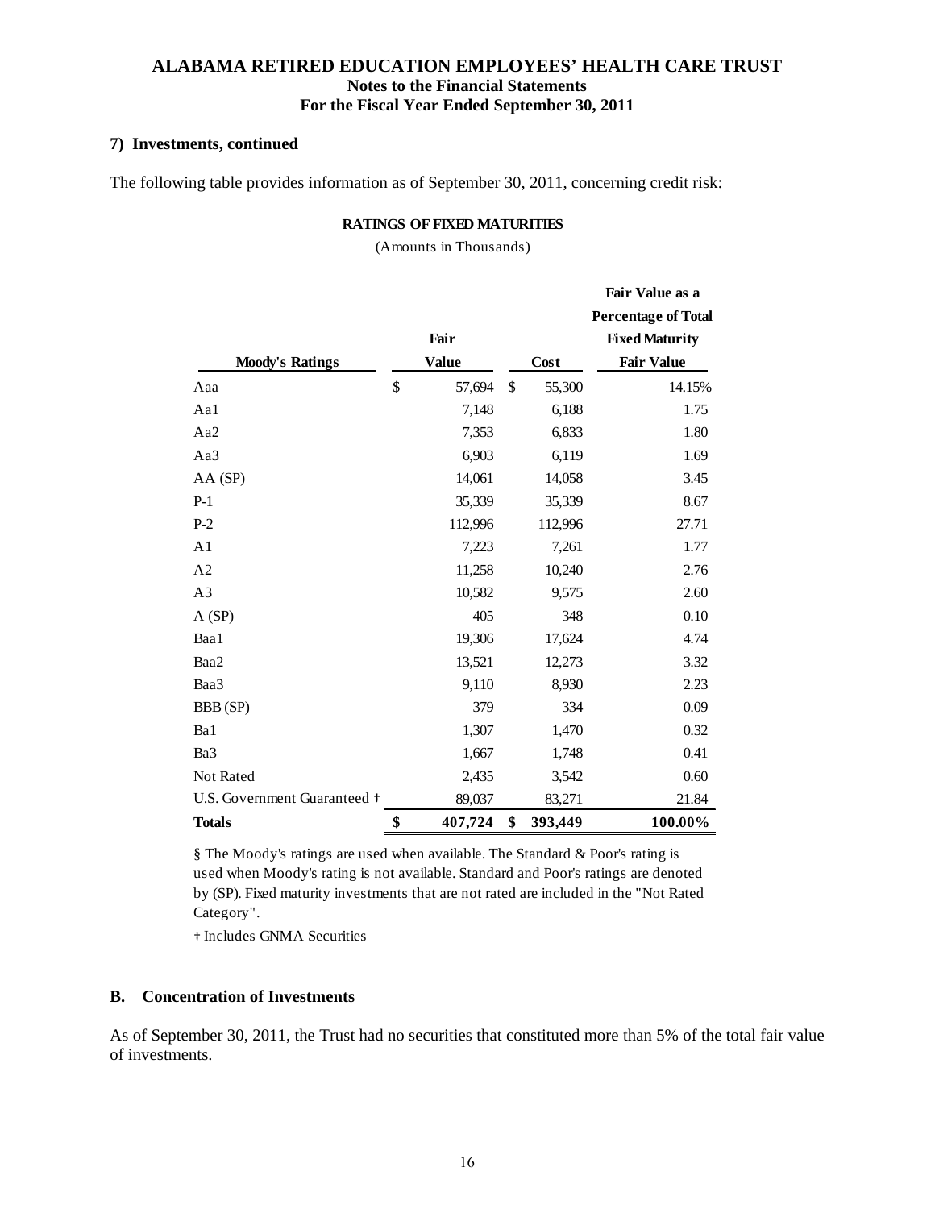# ALABAMA RETIRED EDUCATION EMPLOYEES' HEALTH CARE TRUST

**Notes to the Financial Statements**
**For the Fiscal Year Ended September 30, 2011**

### 7) Investments, continued

The following table provides information as of September 30, 2011, concerning credit risk:

**RATINGS OF FIXED MATURITIES**

(Amounts in Thousands)

| Moody's Ratings | Fair Value | Cost | Fair Value as a Percentage of Total Fixed Maturity Fair Value |
|---|---|---|---|
| Aaa | $ 57,694 | $ 55,300 | 14.15% |
| Aa1 | 7,148 | 6,188 | 1.75 |
| Aa2 | 7,353 | 6,833 | 1.80 |
| Aa3 | 6,903 | 6,119 | 1.69 |
| AA (SP) | 14,061 | 14,058 | 3.45 |
| P-1 | 35,339 | 35,339 | 8.67 |
| P-2 | 112,996 | 112,996 | 27.71 |
| A1 | 7,223 | 7,261 | 1.77 |
| A2 | 11,258 | 10,240 | 2.76 |
| A3 | 10,582 | 9,575 | 2.60 |
| A (SP) | 405 | 348 | 0.10 |
| Baa1 | 19,306 | 17,624 | 4.74 |
| Baa2 | 13,521 | 12,273 | 3.32 |
| Baa3 | 9,110 | 8,930 | 2.23 |
| BBB (SP) | 379 | 334 | 0.09 |
| Ba1 | 1,307 | 1,470 | 0.32 |
| Ba3 | 1,667 | 1,748 | 0.41 |
| Not Rated | 2,435 | 3,542 | 0.60 |
| U.S. Government Guaranteed † | 89,037 | 83,271 | 21.84 |
| **Totals** | **$ 407,724** | **$ 393,449** | **100.00%** |

§ The Moody's ratings are used when available. The Standard & Poor's rating is used when Moody's rating is not available. Standard and Poor's ratings are denoted by (SP). Fixed maturity investments that are not rated are included in the "Not Rated Category".

† Includes GNMA Securities

### B. Concentration of Investments

As of September 30, 2011, the Trust had no securities that constituted more than 5% of the total fair value of investments.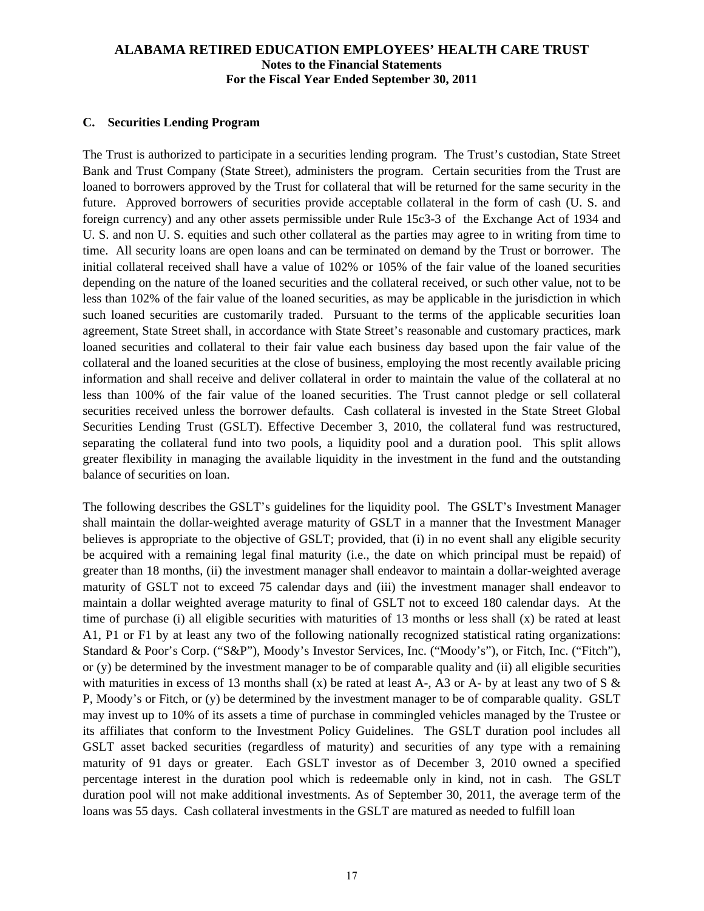### C. Securities Lending Program

The Trust is authorized to participate in a securities lending program. The Trust's custodian, State Street Bank and Trust Company (State Street), administers the program. Certain securities from the Trust are loaned to borrowers approved by the Trust for collateral that will be returned for the same security in the future. Approved borrowers of securities provide acceptable collateral in the form of cash (U. S. and foreign currency) and any other assets permissible under Rule 15c3-3 of the Exchange Act of 1934 and U. S. and non U. S. equities and such other collateral as the parties may agree to in writing from time to time. All security loans are open loans and can be terminated on demand by the Trust or borrower. The initial collateral received shall have a value of 102% or 105% of the fair value of the loaned securities depending on the nature of the loaned securities and the collateral received, or such other value, not to be less than 102% of the fair value of the loaned securities, as may be applicable in the jurisdiction in which such loaned securities are customarily traded. Pursuant to the terms of the applicable securities loan agreement, State Street shall, in accordance with State Street's reasonable and customary practices, mark loaned securities and collateral to their fair value each business day based upon the fair value of the collateral and the loaned securities at the close of business, employing the most recently available pricing information and shall receive and deliver collateral in order to maintain the value of the collateral at no less than 100% of the fair value of the loaned securities. The Trust cannot pledge or sell collateral securities received unless the borrower defaults. Cash collateral is invested in the State Street Global Securities Lending Trust (GSLT). Effective December 3, 2010, the collateral fund was restructured, separating the collateral fund into two pools, a liquidity pool and a duration pool. This split allows greater flexibility in managing the available liquidity in the investment in the fund and the outstanding balance of securities on loan.

The following describes the GSLT's guidelines for the liquidity pool. The GSLT's Investment Manager shall maintain the dollar-weighted average maturity of GSLT in a manner that the Investment Manager believes is appropriate to the objective of GSLT; provided, that (i) in no event shall any eligible security be acquired with a remaining legal final maturity (i.e., the date on which principal must be repaid) of greater than 18 months, (ii) the investment manager shall endeavor to maintain a dollar-weighted average maturity of GSLT not to exceed 75 calendar days and (iii) the investment manager shall endeavor to maintain a dollar weighted average maturity to final of GSLT not to exceed 180 calendar days. At the time of purchase (i) all eligible securities with maturities of 13 months or less shall (x) be rated at least A1, P1 or F1 by at least any two of the following nationally recognized statistical rating organizations: Standard & Poor's Corp. ("S&P"), Moody's Investor Services, Inc. ("Moody's"), or Fitch, Inc. ("Fitch"), or (y) be determined by the investment manager to be of comparable quality and (ii) all eligible securities with maturities in excess of 13 months shall (x) be rated at least A-, A3 or A- by at least any two of S & P, Moody's or Fitch, or (y) be determined by the investment manager to be of comparable quality. GSLT may invest up to 10% of its assets a time of purchase in commingled vehicles managed by the Trustee or its affiliates that conform to the Investment Policy Guidelines. The GSLT duration pool includes all GSLT asset backed securities (regardless of maturity) and securities of any type with a remaining maturity of 91 days or greater. Each GSLT investor as of December 3, 2010 owned a specified percentage interest in the duration pool which is redeemable only in kind, not in cash. The GSLT duration pool will not make additional investments. As of September 30, 2011, the average term of the loans was 55 days. Cash collateral investments in the GSLT are matured as needed to fulfill loan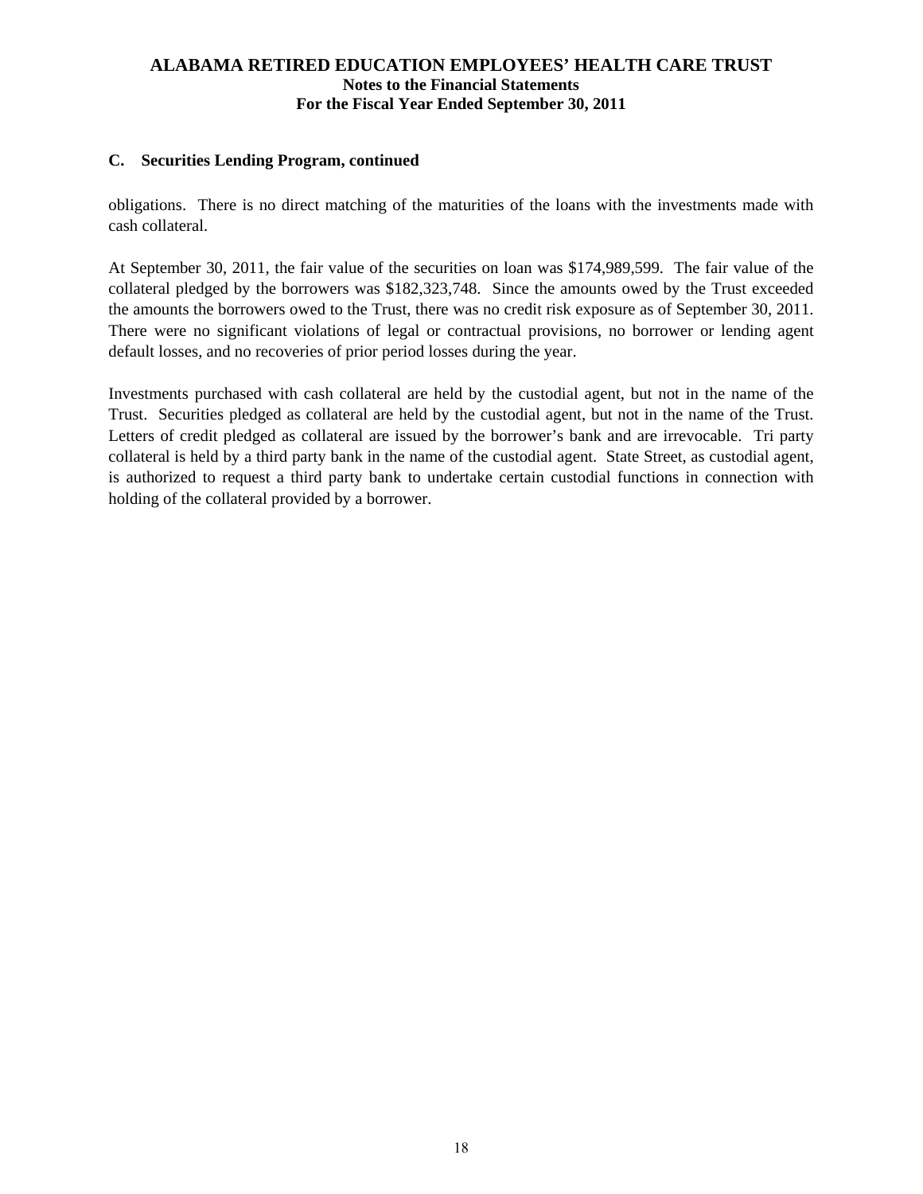### C. Securities Lending Program, continued

obligations. There is no direct matching of the maturities of the loans with the investments made with cash collateral.

At September 30, 2011, the fair value of the securities on loan was $174,989,599. The fair value of the collateral pledged by the borrowers was $182,323,748. Since the amounts owed by the Trust exceeded the amounts the borrowers owed to the Trust, there was no credit risk exposure as of September 30, 2011. There were no significant violations of legal or contractual provisions, no borrower or lending agent default losses, and no recoveries of prior period losses during the year.

Investments purchased with cash collateral are held by the custodial agent, but not in the name of the Trust. Securities pledged as collateral are held by the custodial agent, but not in the name of the Trust. Letters of credit pledged as collateral are issued by the borrower's bank and are irrevocable. Tri party collateral is held by a third party bank in the name of the custodial agent. State Street, as custodial agent, is authorized to request a third party bank to undertake certain custodial functions in connection with holding of the collateral provided by a borrower.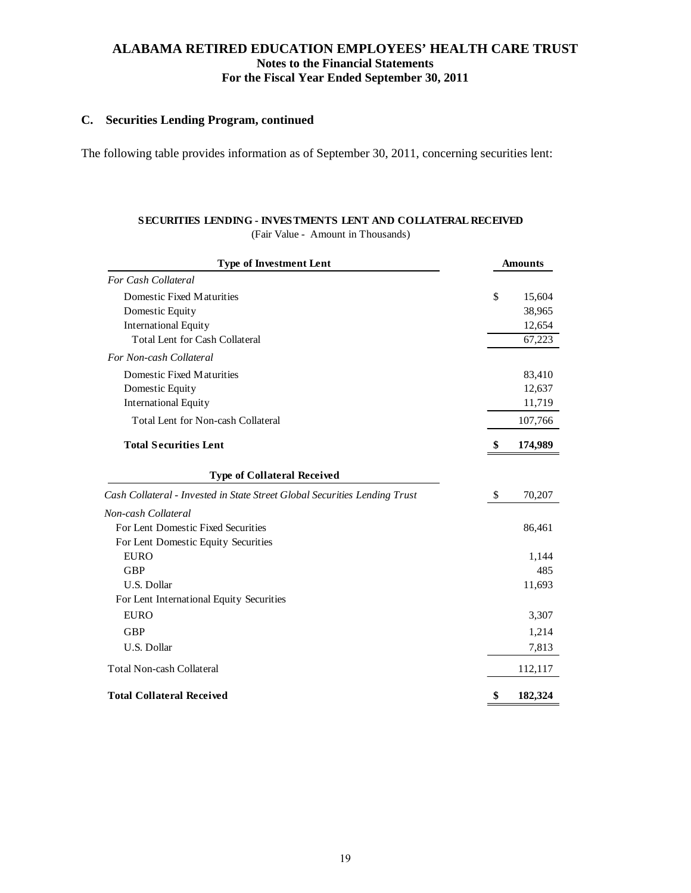## C. Securities Lending Program, continued

The following table provides information as of September 30, 2011, concerning securities lent:

**SECURITIES LENDING - INVESTMENTS LENT AND COLLATERAL RECEIVED**
(Fair Value - Amount in Thousands)

| **Type of Investment Lent** | **Amounts** |
|---|---|
| *For Cash Collateral* | |
| Domestic Fixed Maturities | $ 15,604 |
| Domestic Equity | 38,965 |
| International Equity | 12,654 |
| Total Lent for Cash Collateral | 67,223 |
| *For Non-cash Collateral* | |
| Domestic Fixed Maturities | 83,410 |
| Domestic Equity | 12,637 |
| International Equity | 11,719 |
| Total Lent for Non-cash Collateral | 107,766 |
| **Total Securities Lent** | **$ 174,989** |
| **Type of Collateral Received** | |
| *Cash Collateral - Invested in State Street Global Securities Lending Trust* | $ 70,207 |
| *Non-cash Collateral* | |
| For Lent Domestic Fixed Securities | 86,461 |
| For Lent Domestic Equity Securities | |
| EURO | 1,144 |
| GBP | 485 |
| U.S. Dollar | 11,693 |
| For Lent International Equity Securities | |
| EURO | 3,307 |
| GBP | 1,214 |
| U.S. Dollar | 7,813 |
| Total Non-cash Collateral | 112,117 |
| **Total Collateral Received** | **$ 182,324** |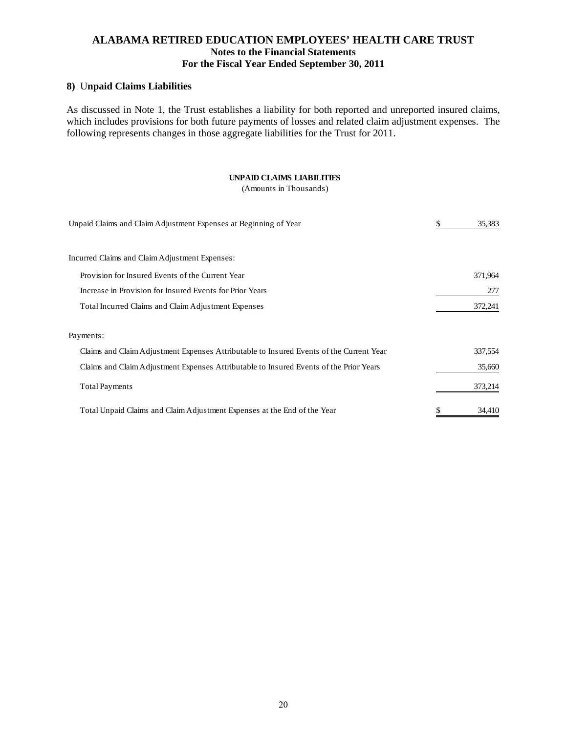# ALABAMA RETIRED EDUCATION EMPLOYEES' HEALTH CARE TRUST
## Notes to the Financial Statements
## For the Fiscal Year Ended September 30, 2011

### 8) Unpaid Claims Liabilities

As discussed in Note 1, the Trust establishes a liability for both reported and unreported insured claims, which includes provisions for both future payments of losses and related claim adjustment expenses. The following represents changes in those aggregate liabilities for the Trust for 2011.

**UNPAID CLAIMS LIABILITIES**
(Amounts in Thousands)

| | |
|---|---|
| Unpaid Claims and Claim Adjustment Expenses at Beginning of Year | $ 35,383 |
| Incurred Claims and Claim Adjustment Expenses: | |
| Provision for Insured Events of the Current Year | 371,964 |
| Increase in Provision for Insured Events for Prior Years | 277 |
| Total Incurred Claims and Claim Adjustment Expenses | 372,241 |
| Payments: | |
| Claims and Claim Adjustment Expenses Attributable to Insured Events of the Current Year | 337,554 |
| Claims and Claim Adjustment Expenses Attributable to Insured Events of the Prior Years | 35,660 |
| Total Payments | 373,214 |
| Total Unpaid Claims and Claim Adjustment Expenses at the End of the Year | $ 34,410 |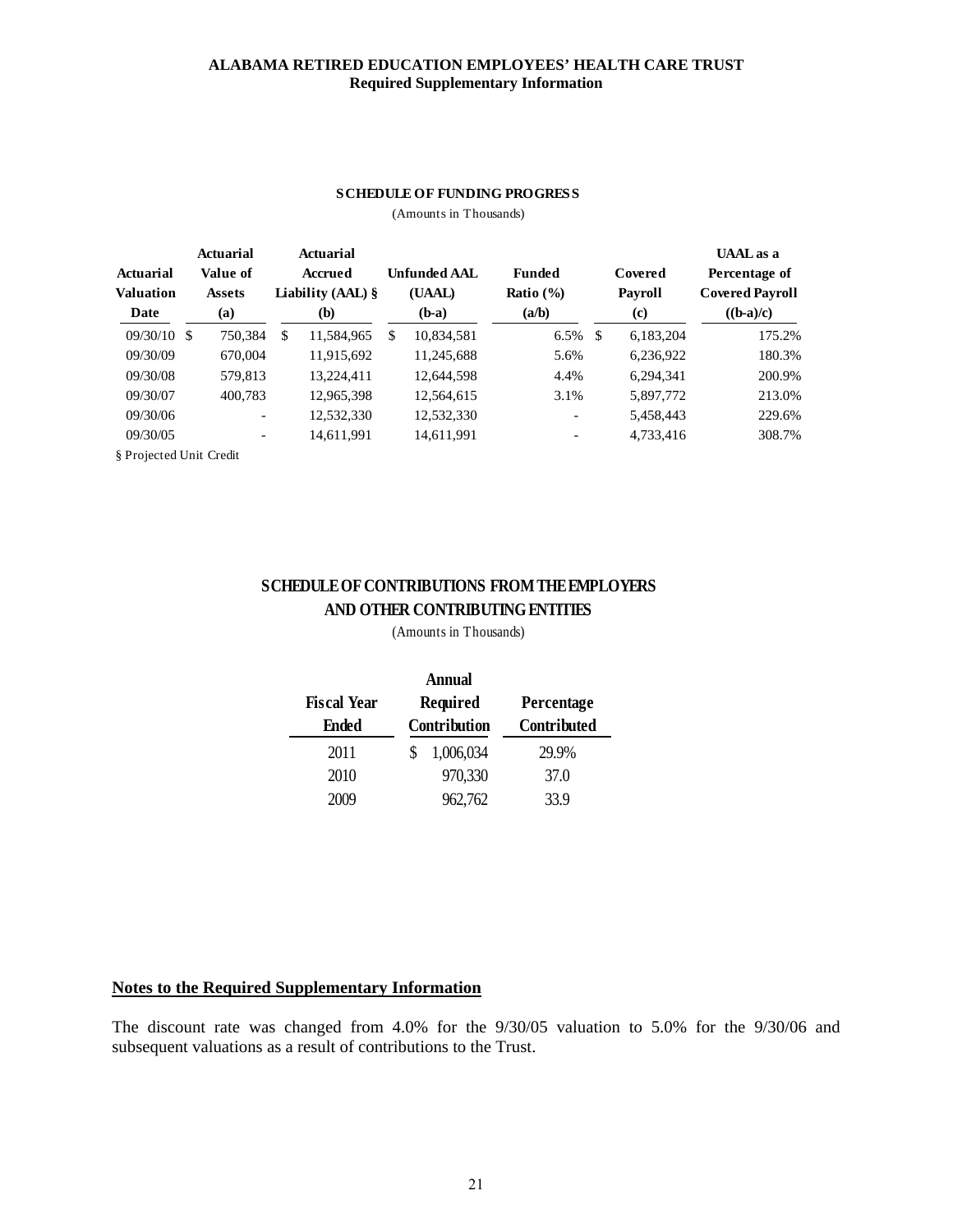**ALABAMA RETIRED EDUCATION EMPLOYEES' HEALTH CARE TRUST**
**Required Supplementary Information**

**SCHEDULE OF FUNDING PROGRESS**

(Amounts in Thousands)

| Actuarial Valuation Date | Actuarial Value of Assets (a) | Actuarial Accrued Liability (AAL) § (b) | Unfunded AAL (UAAL) (b-a) | Funded Ratio (%) (a/b) | Covered Payroll (c) | UAAL as a Percentage of Covered Payroll ((b-a)/c) |
|---|---|---|---|---|---|---|
| 09/30/10 | $ 750,384 | $ 11,584,965 | $ 10,834,581 | 6.5% | $ 6,183,204 | 175.2% |
| 09/30/09 | 670,004 | 11,915,692 | 11,245,688 | 5.6% | 6,236,922 | 180.3% |
| 09/30/08 | 579,813 | 13,224,411 | 12,644,598 | 4.4% | 6,294,341 | 200.9% |
| 09/30/07 | 400,783 | 12,965,398 | 12,564,615 | 3.1% | 5,897,772 | 213.0% |
| 09/30/06 | - | 12,532,330 | 12,532,330 | - | 5,458,443 | 229.6% |
| 09/30/05 | - | 14,611,991 | 14,611,991 | - | 4,733,416 | 308.7% |

§ Projected Unit Credit

**SCHEDULE OF CONTRIBUTIONS FROM THE EMPLOYERS AND OTHER CONTRIBUTING ENTITIES**

(Amounts in Thousands)

| Fiscal Year Ended | Annual Required Contribution | Percentage Contributed |
|---|---|---|
| 2011 | $ 1,006,034 | 29.9% |
| 2010 | 970,330 | 37.0 |
| 2009 | 962,762 | 33.9 |

**Notes to the Required Supplementary Information**

The discount rate was changed from 4.0% for the 9/30/05 valuation to 5.0% for the 9/30/06 and subsequent valuations as a result of contributions to the Trust.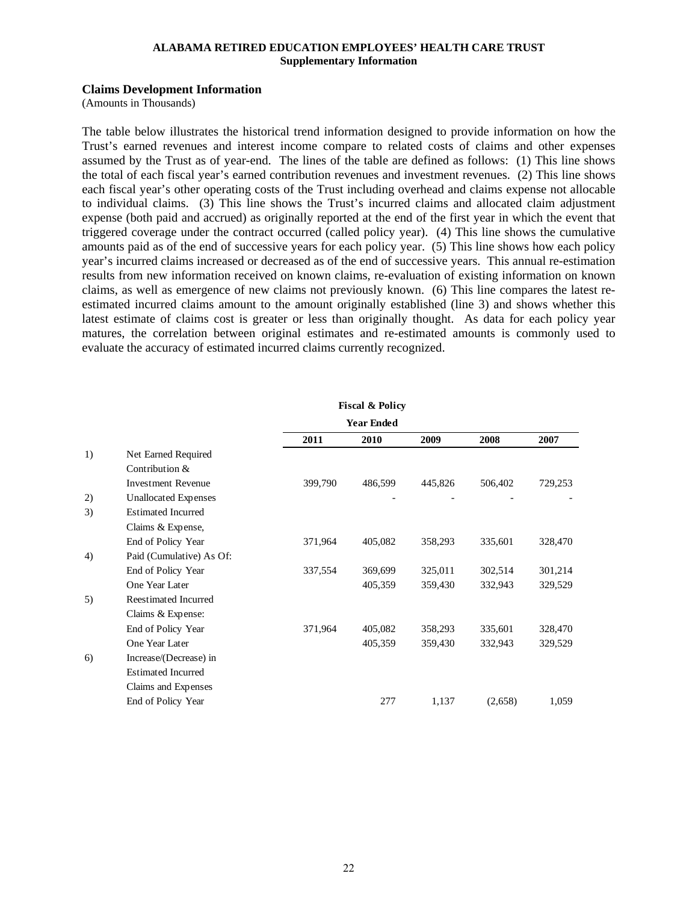ALABAMA RETIRED EDUCATION EMPLOYEES' HEALTH CARE TRUST
**Supplementary Information**

**Claims Development Information**
(Amounts in Thousands)

The table below illustrates the historical trend information designed to provide information on how the Trust's earned revenues and interest income compare to related costs of claims and other expenses assumed by the Trust as of year-end. The lines of the table are defined as follows: (1) This line shows the total of each fiscal year's earned contribution revenues and investment revenues. (2) This line shows each fiscal year's other operating costs of the Trust including overhead and claims expense not allocable to individual claims. (3) This line shows the Trust's incurred claims and allocated claim adjustment expense (both paid and accrued) as originally reported at the end of the first year in which the event that triggered coverage under the contract occurred (called policy year). (4) This line shows the cumulative amounts paid as of the end of successive years for each policy year. (5) This line shows how each policy year's incurred claims increased or decreased as of the end of successive years. This annual re-estimation results from new information received on known claims, re-evaluation of existing information on known claims, as well as emergence of new claims not previously known. (6) This line compares the latest re-estimated incurred claims amount to the amount originally established (line 3) and shows whether this latest estimate of claims cost is greater or less than originally thought. As data for each policy year matures, the correlation between original estimates and re-estimated amounts is commonly used to evaluate the accuracy of estimated incurred claims currently recognized.

| | | Fiscal & Policy Year Ended | | | | |
|---|---|---|---|---|---|---|
| | | **2011** | **2010** | **2009** | **2008** | **2007** |
| 1) | Net Earned Required Contribution & Investment Revenue | 399,790 | 486,599 | 445,826 | 506,402 | 729,253 |
| 2) | Unallocated Expenses | | - | - | - | - |
| 3) | Estimated Incurred Claims & Expense, End of Policy Year | 371,964 | 405,082 | 358,293 | 335,601 | 328,470 |
| 4) | Paid (Cumulative) As Of: | | | | | |
| | End of Policy Year | 337,554 | 369,699 | 325,011 | 302,514 | 301,214 |
| | One Year Later | | 405,359 | 359,430 | 332,943 | 329,529 |
| 5) | Reestimated Incurred Claims & Expense: | | | | | |
| | End of Policy Year | 371,964 | 405,082 | 358,293 | 335,601 | 328,470 |
| | One Year Later | | 405,359 | 359,430 | 332,943 | 329,529 |
| 6) | Increase/(Decrease) in Estimated Incurred Claims and Expenses End of Policy Year | | 277 | 1,137 | (2,658) | 1,059 |